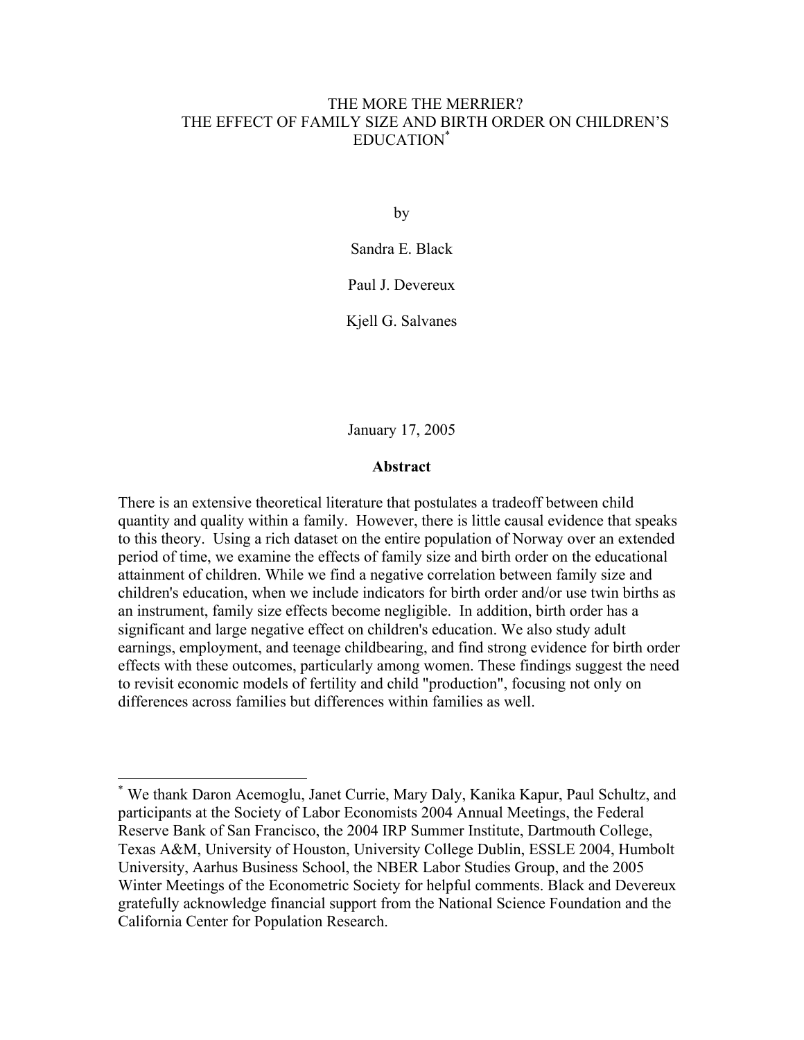# THE MORE THE MERRIER? THE EFFECT OF FAMILY SIZE AND BIRTH ORDER ON CHILDREN'S EDUCATION*

by

Sandra E. Black

Paul J. Devereux

Kjell G. Salvanes

January 17, 2005

## Abstract

There is an extensive theoretical literature that postulates a tradeoff between child quantity and quality within a family. However, there is little causal evidence that speaks to this theory. Using a rich dataset on the entire population of Norway over an extended period of time, we examine the effects of family size and birth order on the educational attainment of children. While we find a negative correlation between family size and children's education, when we include indicators for birth order and/or use twin births as an instrument, family size effects become negligible. In addition, birth order has a significant and large negative effect on children's education. We also study adult earnings, employment, and teenage childbearing, and find strong evidence for birth order effects with these outcomes, particularly among women. These findings suggest the need to revisit economic models of fertility and child "production", focusing not only on differences across families but differences within families as well.

---

* We thank Daron Acemoglu, Janet Currie, Mary Daly, Kanika Kapur, Paul Schultz, and participants at the Society of Labor Economists 2004 Annual Meetings, the Federal Reserve Bank of San Francisco, the 2004 IRP Summer Institute, Dartmouth College, Texas A&M, University of Houston, University College Dublin, ESSLE 2004, Humbolt University, Aarhus Business School, the NBER Labor Studies Group, and the 2005 Winter Meetings of the Econometric Society for helpful comments. Black and Devereux gratefully acknowledge financial support from the National Science Foundation and the California Center for Population Research.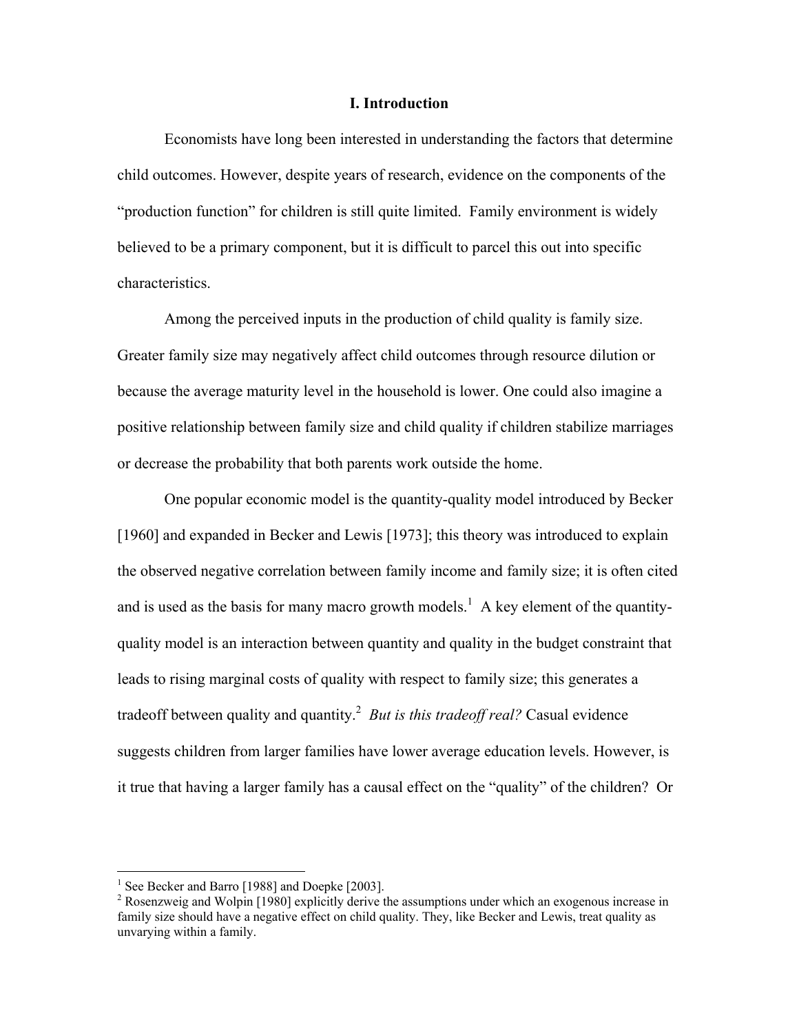## I. Introduction

Economists have long been interested in understanding the factors that determine child outcomes. However, despite years of research, evidence on the components of the "production function" for children is still quite limited. Family environment is widely believed to be a primary component, but it is difficult to parcel this out into specific characteristics.

Among the perceived inputs in the production of child quality is family size. Greater family size may negatively affect child outcomes through resource dilution or because the average maturity level in the household is lower. One could also imagine a positive relationship between family size and child quality if children stabilize marriages or decrease the probability that both parents work outside the home.

One popular economic model is the quantity-quality model introduced by Becker [1960] and expanded in Becker and Lewis [1973]; this theory was introduced to explain the observed negative correlation between family income and family size; it is often cited and is used as the basis for many macro growth models.[1] A key element of the quantity-quality model is an interaction between quantity and quality in the budget constraint that leads to rising marginal costs of quality with respect to family size; this generates a tradeoff between quality and quantity.[2] *But is this tradeoff real?* Casual evidence suggests children from larger families have lower average education levels. However, is it true that having a larger family has a causal effect on the "quality" of the children? Or

---

[1] See Becker and Barro [1988] and Doepke [2003].

[2] Rosenzweig and Wolpin [1980] explicitly derive the assumptions under which an exogenous increase in family size should have a negative effect on child quality. They, like Becker and Lewis, treat quality as unvarying within a family.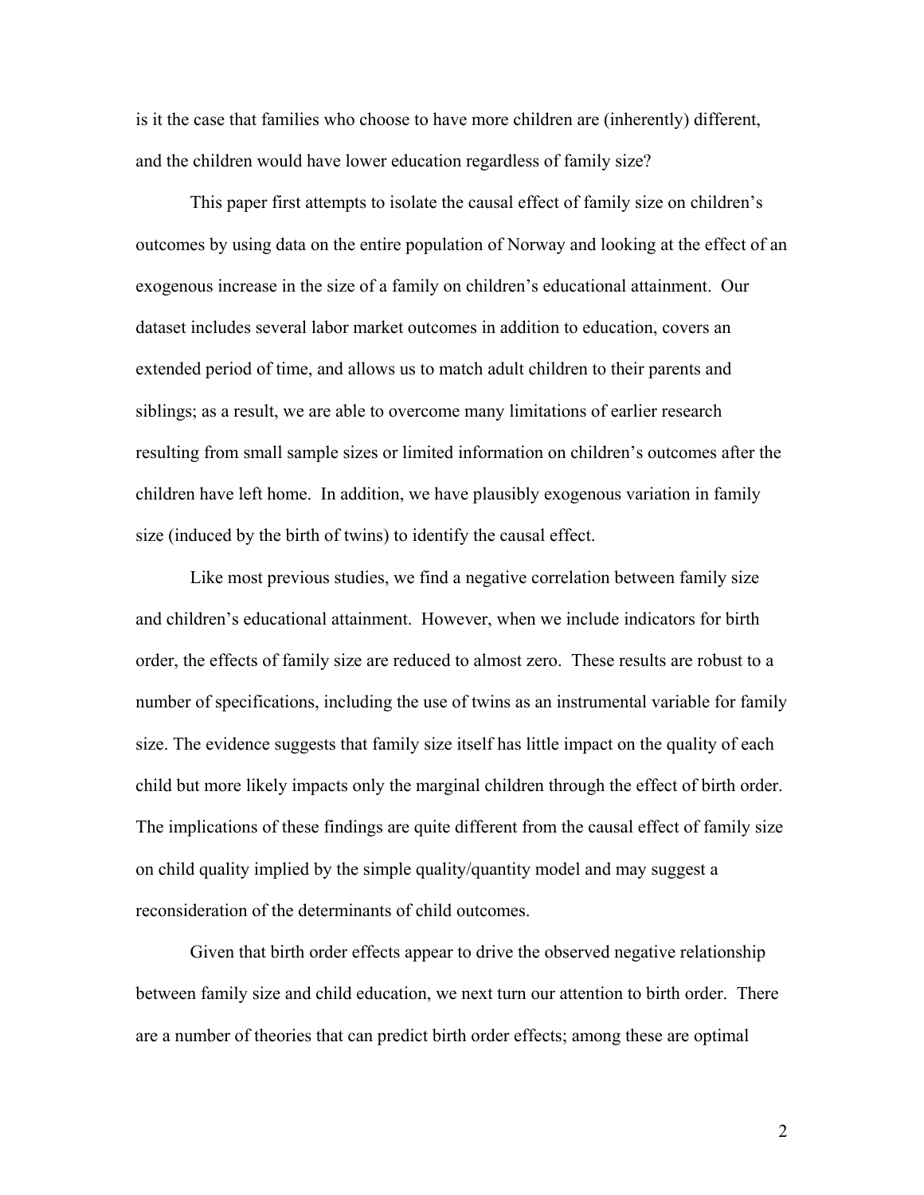is it the case that families who choose to have more children are (inherently) different, and the children would have lower education regardless of family size?

This paper first attempts to isolate the causal effect of family size on children's outcomes by using data on the entire population of Norway and looking at the effect of an exogenous increase in the size of a family on children's educational attainment. Our dataset includes several labor market outcomes in addition to education, covers an extended period of time, and allows us to match adult children to their parents and siblings; as a result, we are able to overcome many limitations of earlier research resulting from small sample sizes or limited information on children's outcomes after the children have left home. In addition, we have plausibly exogenous variation in family size (induced by the birth of twins) to identify the causal effect.

Like most previous studies, we find a negative correlation between family size and children's educational attainment. However, when we include indicators for birth order, the effects of family size are reduced to almost zero. These results are robust to a number of specifications, including the use of twins as an instrumental variable for family size. The evidence suggests that family size itself has little impact on the quality of each child but more likely impacts only the marginal children through the effect of birth order. The implications of these findings are quite different from the causal effect of family size on child quality implied by the simple quality/quantity model and may suggest a reconsideration of the determinants of child outcomes.

Given that birth order effects appear to drive the observed negative relationship between family size and child education, we next turn our attention to birth order. There are a number of theories that can predict birth order effects; among these are optimal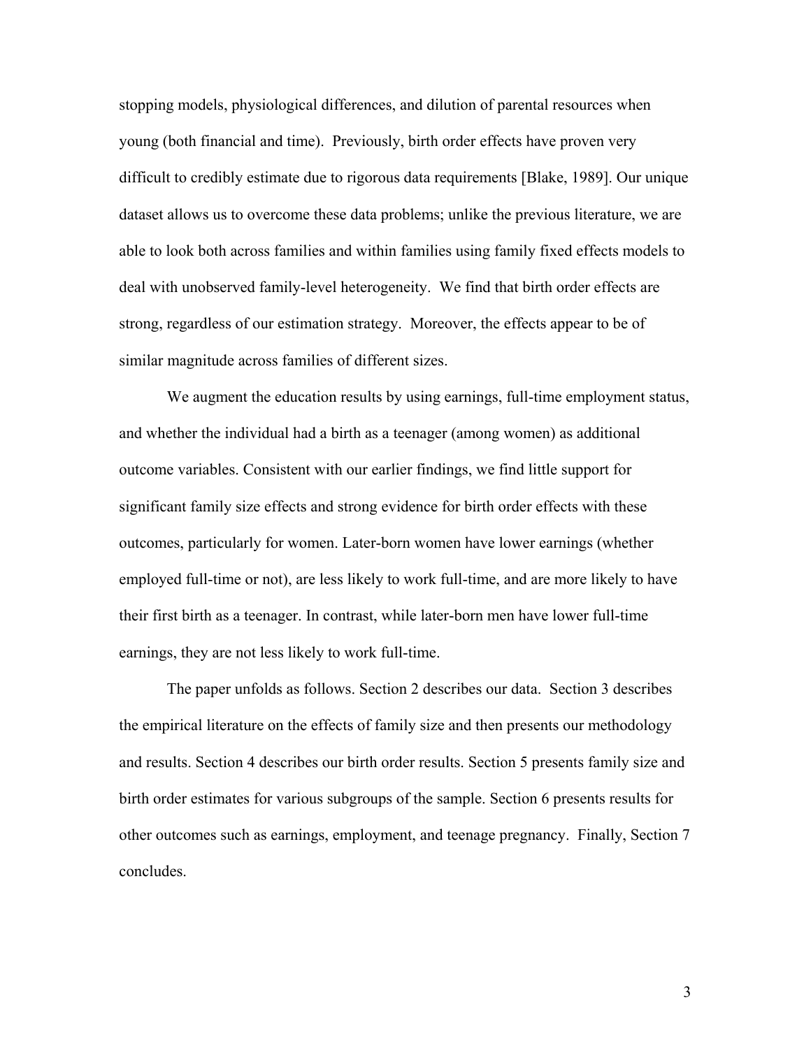stopping models, physiological differences, and dilution of parental resources when young (both financial and time). Previously, birth order effects have proven very difficult to credibly estimate due to rigorous data requirements [Blake, 1989]. Our unique dataset allows us to overcome these data problems; unlike the previous literature, we are able to look both across families and within families using family fixed effects models to deal with unobserved family-level heterogeneity. We find that birth order effects are strong, regardless of our estimation strategy. Moreover, the effects appear to be of similar magnitude across families of different sizes.

We augment the education results by using earnings, full-time employment status, and whether the individual had a birth as a teenager (among women) as additional outcome variables. Consistent with our earlier findings, we find little support for significant family size effects and strong evidence for birth order effects with these outcomes, particularly for women. Later-born women have lower earnings (whether employed full-time or not), are less likely to work full-time, and are more likely to have their first birth as a teenager. In contrast, while later-born men have lower full-time earnings, they are not less likely to work full-time.

The paper unfolds as follows. Section 2 describes our data. Section 3 describes the empirical literature on the effects of family size and then presents our methodology and results. Section 4 describes our birth order results. Section 5 presents family size and birth order estimates for various subgroups of the sample. Section 6 presents results for other outcomes such as earnings, employment, and teenage pregnancy. Finally, Section 7 concludes.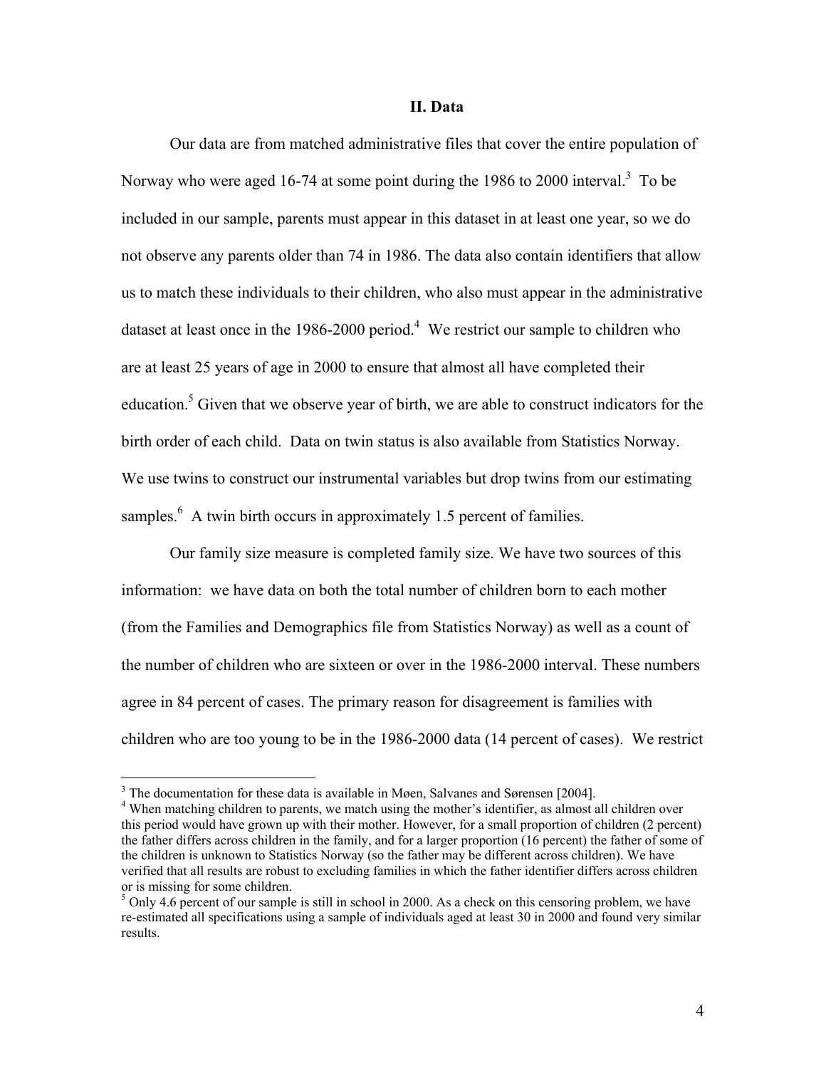## II. Data

Our data are from matched administrative files that cover the entire population of Norway who were aged 16-74 at some point during the 1986 to 2000 interval.[3] To be included in our sample, parents must appear in this dataset in at least one year, so we do not observe any parents older than 74 in 1986. The data also contain identifiers that allow us to match these individuals to their children, who also must appear in the administrative dataset at least once in the 1986-2000 period.[4] We restrict our sample to children who are at least 25 years of age in 2000 to ensure that almost all have completed their education.[5] Given that we observe year of birth, we are able to construct indicators for the birth order of each child. Data on twin status is also available from Statistics Norway. We use twins to construct our instrumental variables but drop twins from our estimating samples.[6] A twin birth occurs in approximately 1.5 percent of families.

Our family size measure is completed family size. We have two sources of this information: we have data on both the total number of children born to each mother (from the Families and Demographics file from Statistics Norway) as well as a count of the number of children who are sixteen or over in the 1986-2000 interval. These numbers agree in 84 percent of cases. The primary reason for disagreement is families with children who are too young to be in the 1986-2000 data (14 percent of cases). We restrict

---

[3] The documentation for these data is available in Møen, Salvanes and Sørensen [2004].

[4] When matching children to parents, we match using the mother's identifier, as almost all children over this period would have grown up with their mother. However, for a small proportion of children (2 percent) the father differs across children in the family, and for a larger proportion (16 percent) the father of some of the children is unknown to Statistics Norway (so the father may be different across children). We have verified that all results are robust to excluding families in which the father identifier differs across children or is missing for some children.

[5] Only 4.6 percent of our sample is still in school in 2000. As a check on this censoring problem, we have re-estimated all specifications using a sample of individuals aged at least 30 in 2000 and found very similar results.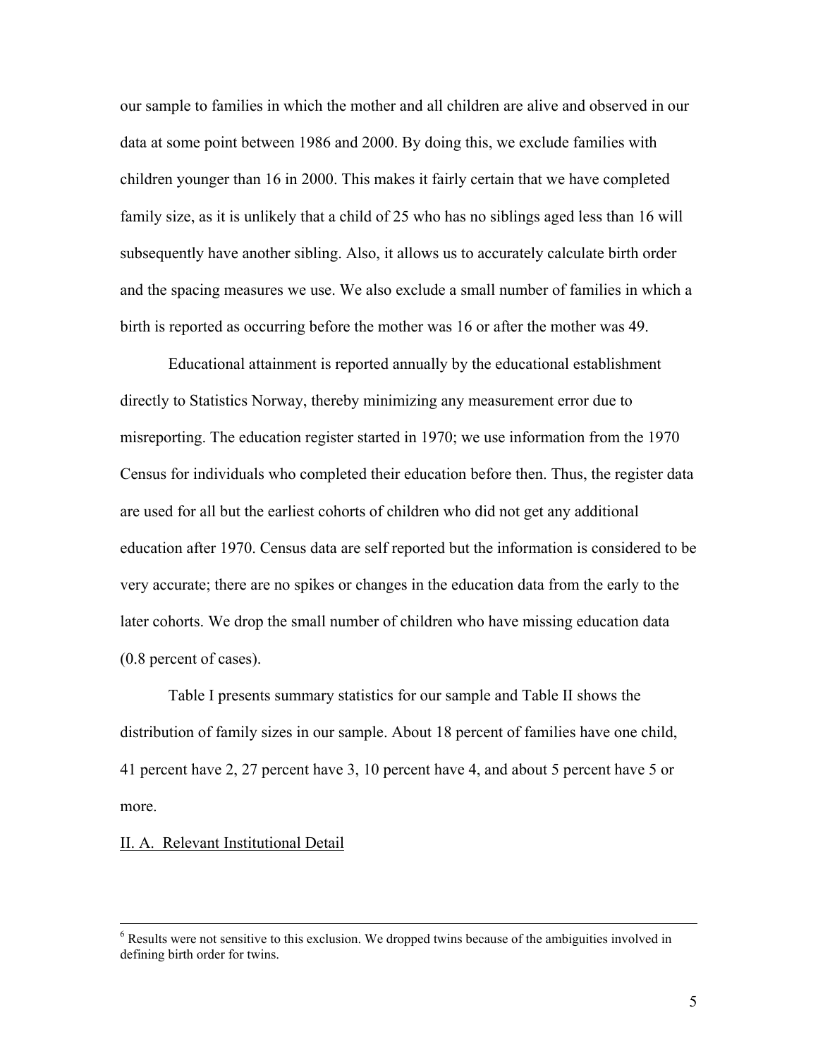our sample to families in which the mother and all children are alive and observed in our data at some point between 1986 and 2000. By doing this, we exclude families with children younger than 16 in 2000. This makes it fairly certain that we have completed family size, as it is unlikely that a child of 25 who has no siblings aged less than 16 will subsequently have another sibling. Also, it allows us to accurately calculate birth order and the spacing measures we use. We also exclude a small number of families in which a birth is reported as occurring before the mother was 16 or after the mother was 49.

Educational attainment is reported annually by the educational establishment directly to Statistics Norway, thereby minimizing any measurement error due to misreporting. The education register started in 1970; we use information from the 1970 Census for individuals who completed their education before then. Thus, the register data are used for all but the earliest cohorts of children who did not get any additional education after 1970. Census data are self reported but the information is considered to be very accurate; there are no spikes or changes in the education data from the early to the later cohorts. We drop the small number of children who have missing education data (0.8 percent of cases).

Table I presents summary statistics for our sample and Table II shows the distribution of family sizes in our sample. About 18 percent of families have one child, 41 percent have 2, 27 percent have 3, 10 percent have 4, and about 5 percent have 5 or more.

## II. A. Relevant Institutional Detail

---

[6] Results were not sensitive to this exclusion. We dropped twins because of the ambiguities involved in defining birth order for twins.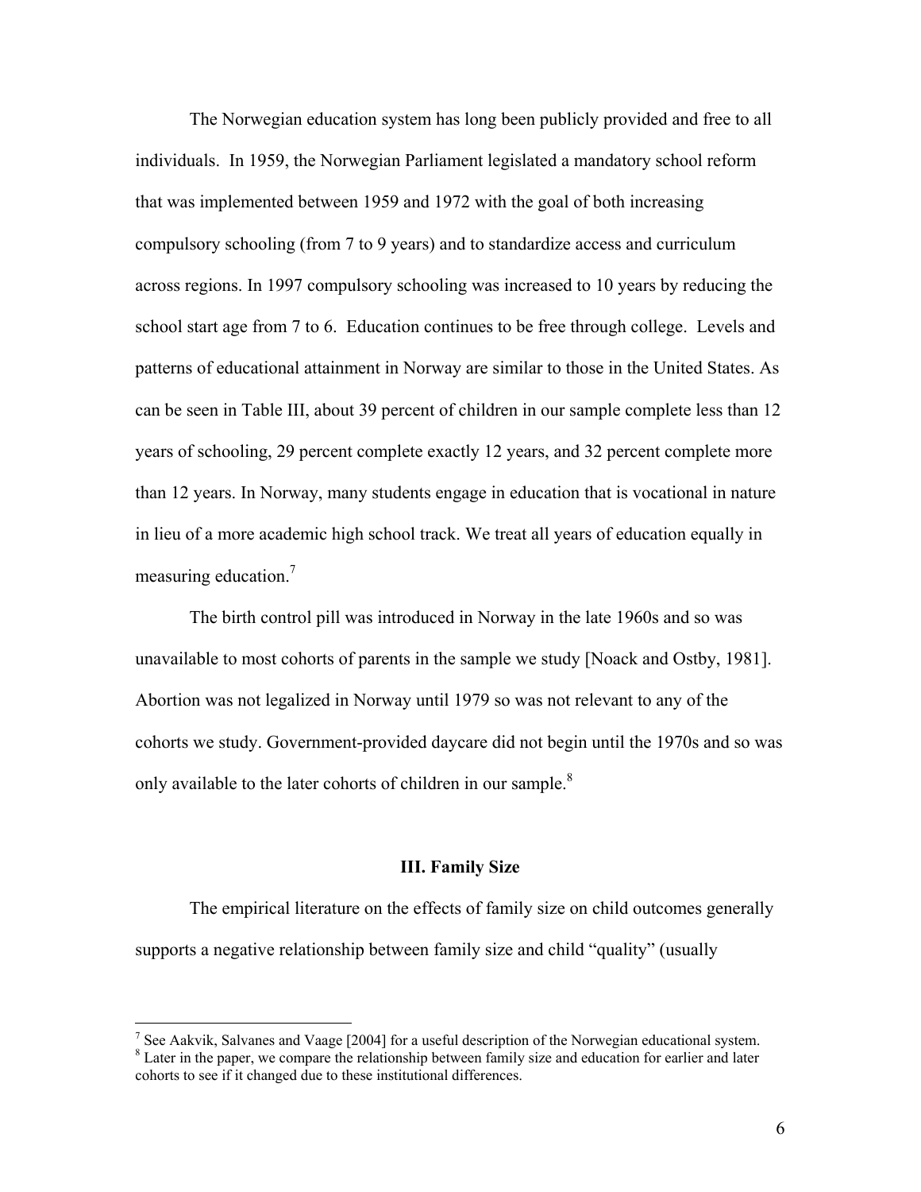The Norwegian education system has long been publicly provided and free to all individuals. In 1959, the Norwegian Parliament legislated a mandatory school reform that was implemented between 1959 and 1972 with the goal of both increasing compulsory schooling (from 7 to 9 years) and to standardize access and curriculum across regions. In 1997 compulsory schooling was increased to 10 years by reducing the school start age from 7 to 6. Education continues to be free through college. Levels and patterns of educational attainment in Norway are similar to those in the United States. As can be seen in Table III, about 39 percent of children in our sample complete less than 12 years of schooling, 29 percent complete exactly 12 years, and 32 percent complete more than 12 years. In Norway, many students engage in education that is vocational in nature in lieu of a more academic high school track. We treat all years of education equally in measuring education.[7]

The birth control pill was introduced in Norway in the late 1960s and so was unavailable to most cohorts of parents in the sample we study [Noack and Ostby, 1981]. Abortion was not legalized in Norway until 1979 so was not relevant to any of the cohorts we study. Government-provided daycare did not begin until the 1970s and so was only available to the later cohorts of children in our sample.[8]

### III. Family Size

The empirical literature on the effects of family size on child outcomes generally supports a negative relationship between family size and child "quality" (usually

---

[7] See Aakvik, Salvanes and Vaage [2004] for a useful description of the Norwegian educational system.

[8] Later in the paper, we compare the relationship between family size and education for earlier and later cohorts to see if it changed due to these institutional differences.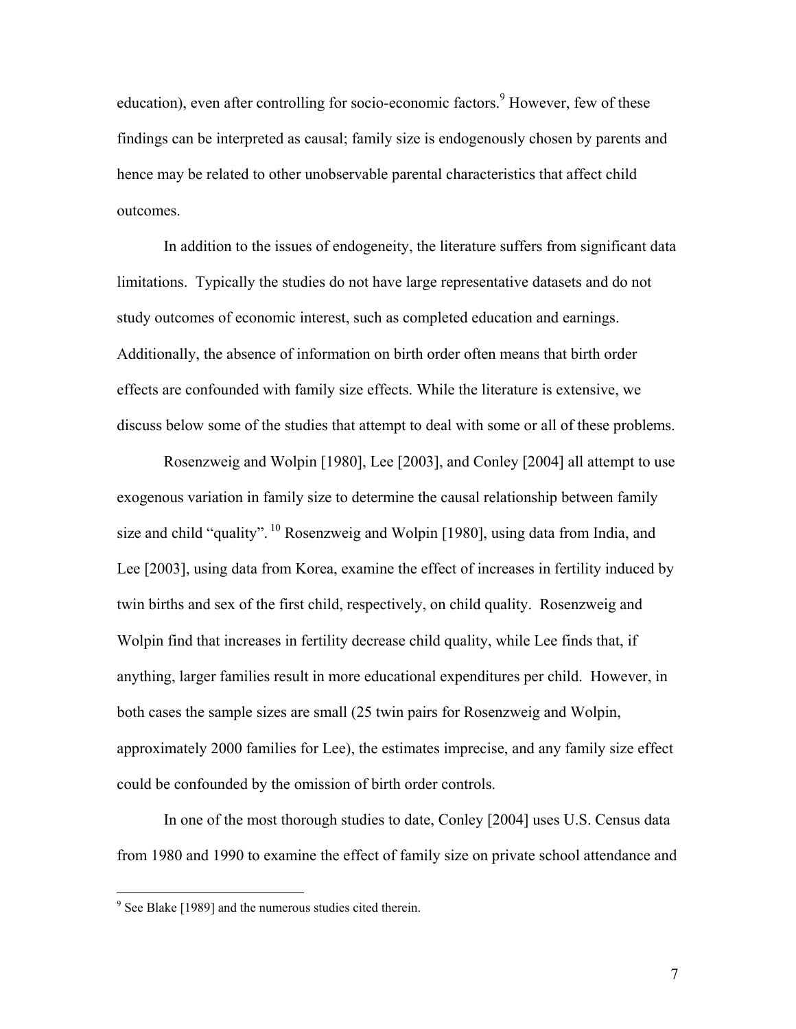education), even after controlling for socio-economic factors.[9] However, few of these findings can be interpreted as causal; family size is endogenously chosen by parents and hence may be related to other unobservable parental characteristics that affect child outcomes.

In addition to the issues of endogeneity, the literature suffers from significant data limitations. Typically the studies do not have large representative datasets and do not study outcomes of economic interest, such as completed education and earnings. Additionally, the absence of information on birth order often means that birth order effects are confounded with family size effects. While the literature is extensive, we discuss below some of the studies that attempt to deal with some or all of these problems.

Rosenzweig and Wolpin [1980], Lee [2003], and Conley [2004] all attempt to use exogenous variation in family size to determine the causal relationship between family size and child "quality".[10] Rosenzweig and Wolpin [1980], using data from India, and Lee [2003], using data from Korea, examine the effect of increases in fertility induced by twin births and sex of the first child, respectively, on child quality. Rosenzweig and Wolpin find that increases in fertility decrease child quality, while Lee finds that, if anything, larger families result in more educational expenditures per child. However, in both cases the sample sizes are small (25 twin pairs for Rosenzweig and Wolpin, approximately 2000 families for Lee), the estimates imprecise, and any family size effect could be confounded by the omission of birth order controls.

In one of the most thorough studies to date, Conley [2004] uses U.S. Census data from 1980 and 1990 to examine the effect of family size on private school attendance and

[9] See Blake [1989] and the numerous studies cited therein.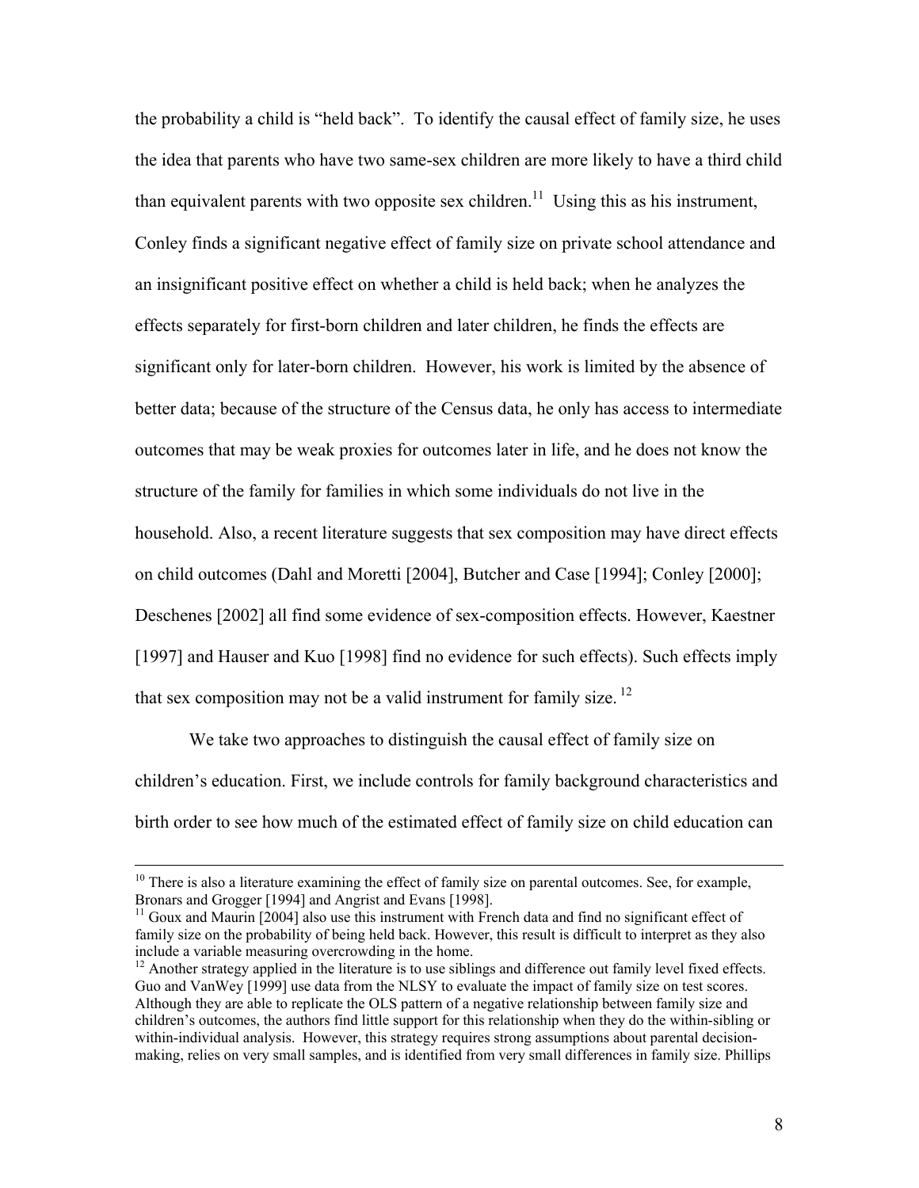the probability a child is "held back". To identify the causal effect of family size, he uses the idea that parents who have two same-sex children are more likely to have a third child than equivalent parents with two opposite sex children.[11] Using this as his instrument, Conley finds a significant negative effect of family size on private school attendance and an insignificant positive effect on whether a child is held back; when he analyzes the effects separately for first-born children and later children, he finds the effects are significant only for later-born children. However, his work is limited by the absence of better data; because of the structure of the Census data, he only has access to intermediate outcomes that may be weak proxies for outcomes later in life, and he does not know the structure of the family for families in which some individuals do not live in the household. Also, a recent literature suggests that sex composition may have direct effects on child outcomes (Dahl and Moretti [2004], Butcher and Case [1994]; Conley [2000]; Deschenes [2002] all find some evidence of sex-composition effects. However, Kaestner [1997] and Hauser and Kuo [1998] find no evidence for such effects). Such effects imply that sex composition may not be a valid instrument for family size.[12]

We take two approaches to distinguish the causal effect of family size on children's education. First, we include controls for family background characteristics and birth order to see how much of the estimated effect of family size on child education can

---

[10] There is also a literature examining the effect of family size on parental outcomes. See, for example, Bronars and Grogger [1994] and Angrist and Evans [1998].

[11] Goux and Maurin [2004] also use this instrument with French data and find no significant effect of family size on the probability of being held back. However, this result is difficult to interpret as they also include a variable measuring overcrowding in the home.

[12] Another strategy applied in the literature is to use siblings and difference out family level fixed effects. Guo and VanWey [1999] use data from the NLSY to evaluate the impact of family size on test scores. Although they are able to replicate the OLS pattern of a negative relationship between family size and children's outcomes, the authors find little support for this relationship when they do the within-sibling or within-individual analysis. However, this strategy requires strong assumptions about parental decision-making, relies on very small samples, and is identified from very small differences in family size. Phillips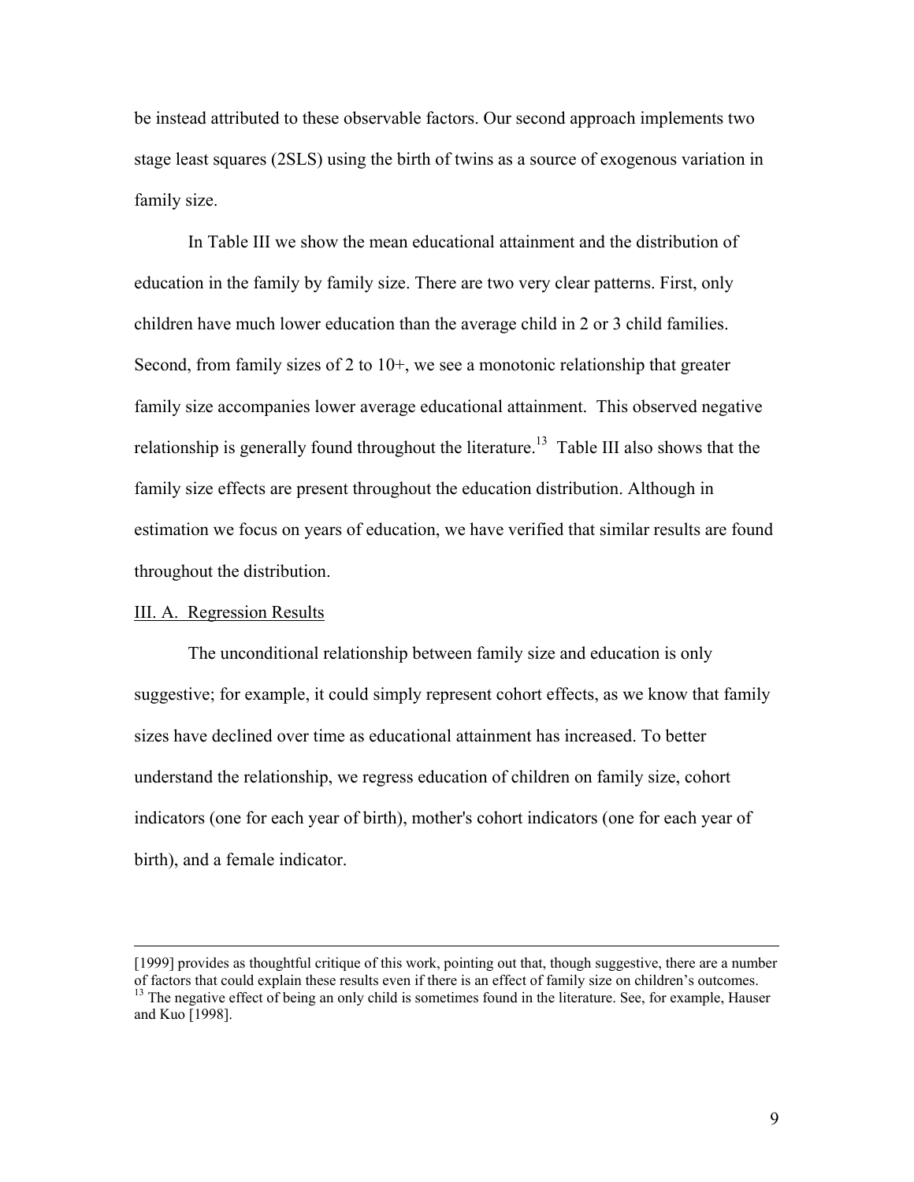be instead attributed to these observable factors. Our second approach implements two stage least squares (2SLS) using the birth of twins as a source of exogenous variation in family size.

In Table III we show the mean educational attainment and the distribution of education in the family by family size. There are two very clear patterns. First, only children have much lower education than the average child in 2 or 3 child families. Second, from family sizes of 2 to 10+, we see a monotonic relationship that greater family size accompanies lower average educational attainment. This observed negative relationship is generally found throughout the literature.[13] Table III also shows that the family size effects are present throughout the education distribution. Although in estimation we focus on years of education, we have verified that similar results are found throughout the distribution.

III. A. Regression Results

The unconditional relationship between family size and education is only suggestive; for example, it could simply represent cohort effects, as we know that family sizes have declined over time as educational attainment has increased. To better understand the relationship, we regress education of children on family size, cohort indicators (one for each year of birth), mother's cohort indicators (one for each year of birth), and a female indicator.

---

[1999] provides as thoughtful critique of this work, pointing out that, though suggestive, there are a number of factors that could explain these results even if there is an effect of family size on children's outcomes.

[13] The negative effect of being an only child is sometimes found in the literature. See, for example, Hauser and Kuo [1998].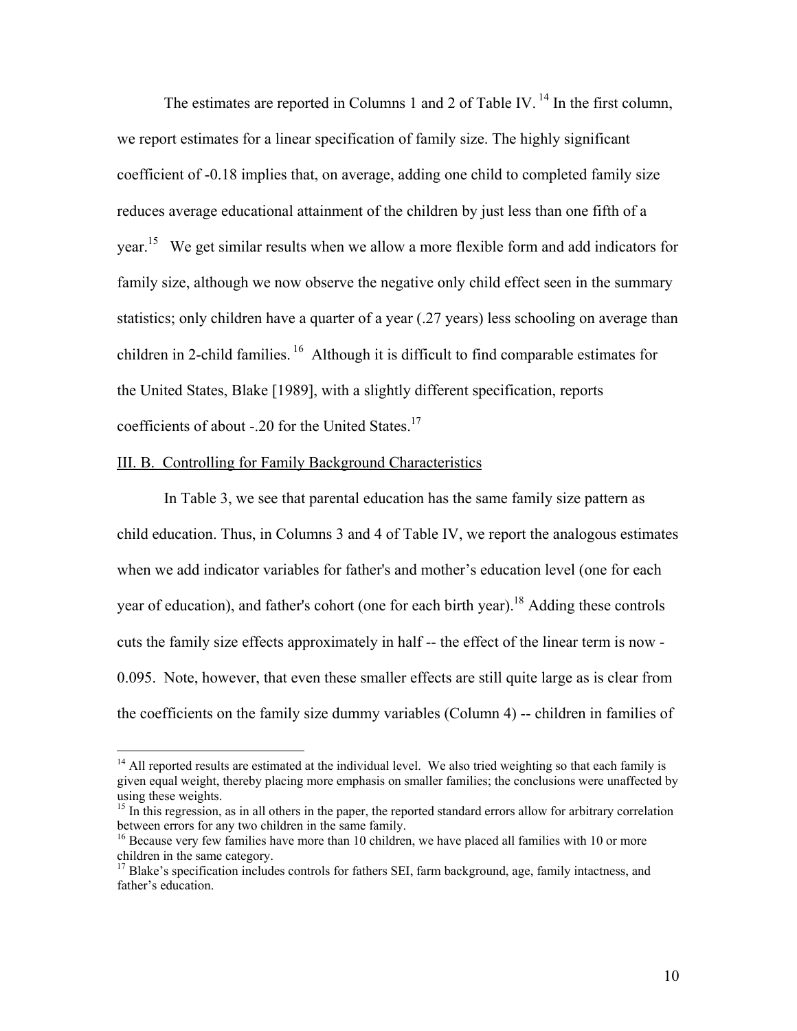The estimates are reported in Columns 1 and 2 of Table IV.[14] In the first column, we report estimates for a linear specification of family size. The highly significant coefficient of -0.18 implies that, on average, adding one child to completed family size reduces average educational attainment of the children by just less than one fifth of a year.[15] We get similar results when we allow a more flexible form and add indicators for family size, although we now observe the negative only child effect seen in the summary statistics; only children have a quarter of a year (.27 years) less schooling on average than children in 2-child families.[16] Although it is difficult to find comparable estimates for the United States, Blake [1989], with a slightly different specification, reports coefficients of about -.20 for the United States.[17]

## III. B. Controlling for Family Background Characteristics

In Table 3, we see that parental education has the same family size pattern as child education. Thus, in Columns 3 and 4 of Table IV, we report the analogous estimates when we add indicator variables for father's and mother's education level (one for each year of education), and father's cohort (one for each birth year).[18] Adding these controls cuts the family size effects approximately in half -- the effect of the linear term is now -0.095. Note, however, that even these smaller effects are still quite large as is clear from the coefficients on the family size dummy variables (Column 4) -- children in families of

---

[14] All reported results are estimated at the individual level. We also tried weighting so that each family is given equal weight, thereby placing more emphasis on smaller families; the conclusions were unaffected by using these weights.

[15] In this regression, as in all others in the paper, the reported standard errors allow for arbitrary correlation between errors for any two children in the same family.

[16] Because very few families have more than 10 children, we have placed all families with 10 or more children in the same category.

[17] Blake's specification includes controls for fathers SEI, farm background, age, family intactness, and father's education.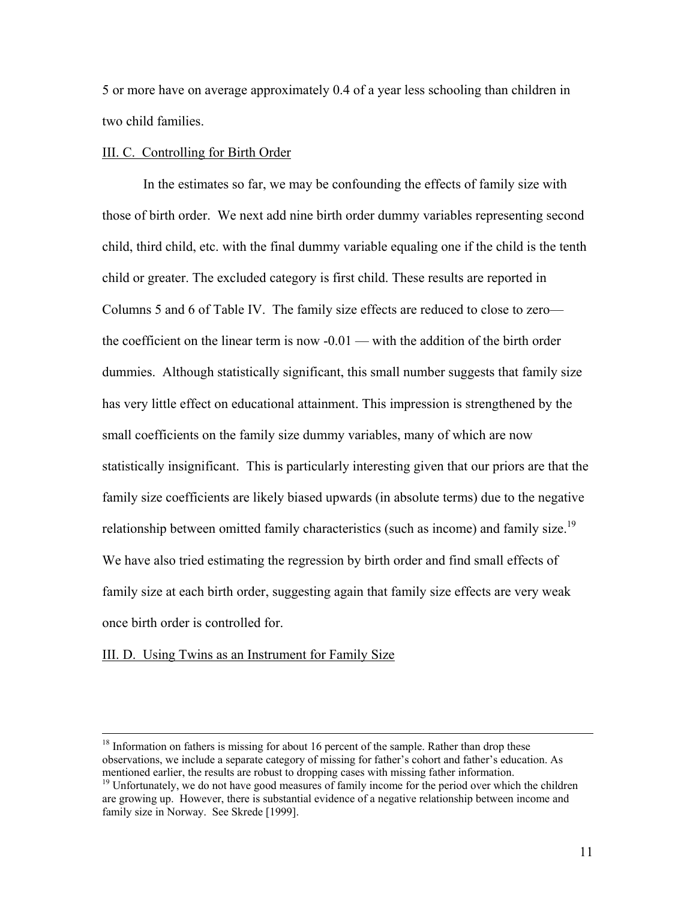5 or more have on average approximately 0.4 of a year less schooling than children in two child families.

III. C. Controlling for Birth Order

In the estimates so far, we may be confounding the effects of family size with those of birth order. We next add nine birth order dummy variables representing second child, third child, etc. with the final dummy variable equaling one if the child is the tenth child or greater. The excluded category is first child. These results are reported in Columns 5 and 6 of Table IV. The family size effects are reduced to close to zero—the coefficient on the linear term is now -0.01 — with the addition of the birth order dummies. Although statistically significant, this small number suggests that family size has very little effect on educational attainment. This impression is strengthened by the small coefficients on the family size dummy variables, many of which are now statistically insignificant. This is particularly interesting given that our priors are that the family size coefficients are likely biased upwards (in absolute terms) due to the negative relationship between omitted family characteristics (such as income) and family size.[19] We have also tried estimating the regression by birth order and find small effects of family size at each birth order, suggesting again that family size effects are very weak once birth order is controlled for.

III. D. Using Twins as an Instrument for Family Size

---

[18] Information on fathers is missing for about 16 percent of the sample. Rather than drop these observations, we include a separate category of missing for father's cohort and father's education. As mentioned earlier, the results are robust to dropping cases with missing father information.

[19] Unfortunately, we do not have good measures of family income for the period over which the children are growing up. However, there is substantial evidence of a negative relationship between income and family size in Norway. See Skrede [1999].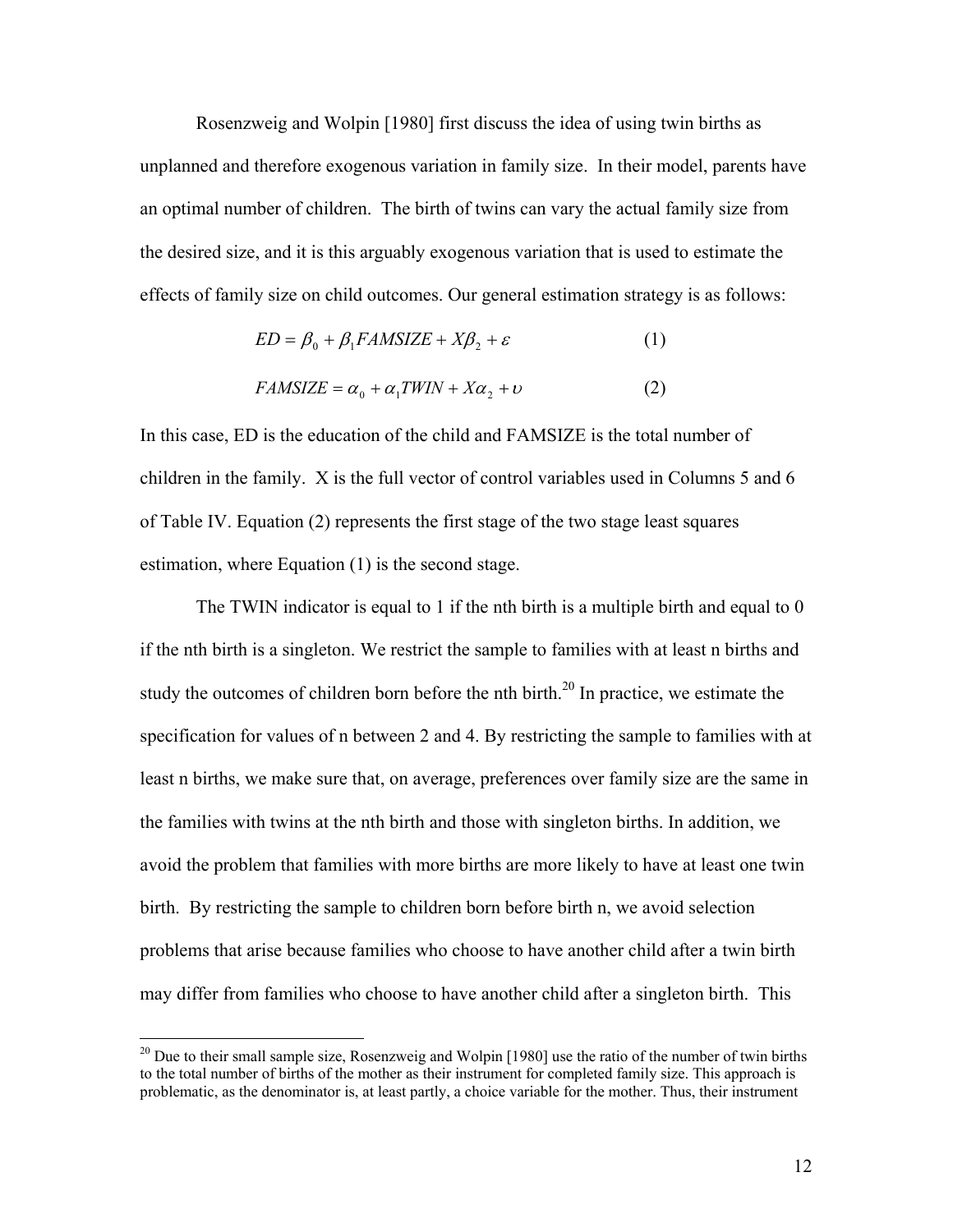Rosenzweig and Wolpin [1980] first discuss the idea of using twin births as unplanned and therefore exogenous variation in family size. In their model, parents have an optimal number of children. The birth of twins can vary the actual family size from the desired size, and it is this arguably exogenous variation that is used to estimate the effects of family size on child outcomes. Our general estimation strategy is as follows:

$$ED = \beta_0 + \beta_1 FAMSIZE + X\beta_2 + \varepsilon \qquad (1)$$

$$FAMSIZE = \alpha_0 + \alpha_1 TWIN + X\alpha_2 + \upsilon \qquad (2)$$

In this case, ED is the education of the child and FAMSIZE is the total number of children in the family. X is the full vector of control variables used in Columns 5 and 6 of Table IV. Equation (2) represents the first stage of the two stage least squares estimation, where Equation (1) is the second stage.

The TWIN indicator is equal to 1 if the nth birth is a multiple birth and equal to 0 if the nth birth is a singleton. We restrict the sample to families with at least n births and study the outcomes of children born before the nth birth.[20] In practice, we estimate the specification for values of n between 2 and 4. By restricting the sample to families with at least n births, we make sure that, on average, preferences over family size are the same in the families with twins at the nth birth and those with singleton births. In addition, we avoid the problem that families with more births are more likely to have at least one twin birth. By restricting the sample to children born before birth n, we avoid selection problems that arise because families who choose to have another child after a twin birth may differ from families who choose to have another child after a singleton birth. This

[20] Due to their small sample size, Rosenzweig and Wolpin [1980] use the ratio of the number of twin births to the total number of births of the mother as their instrument for completed family size. This approach is problematic, as the denominator is, at least partly, a choice variable for the mother. Thus, their instrument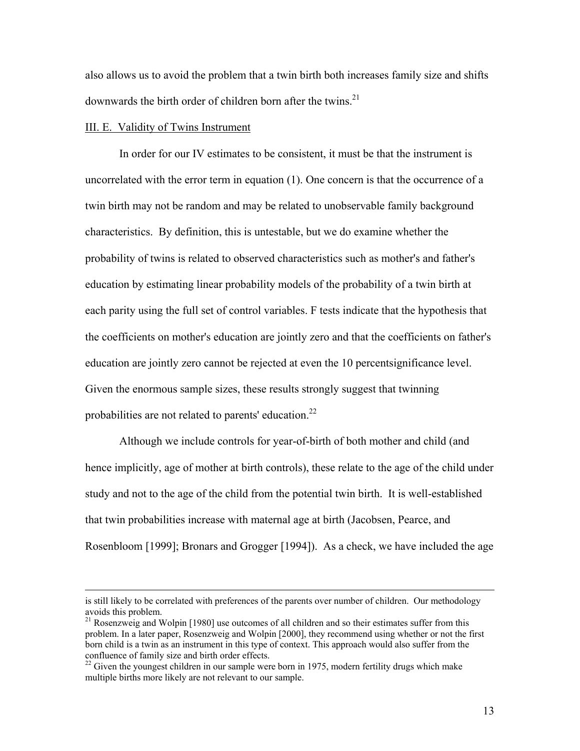also allows us to avoid the problem that a twin birth both increases family size and shifts downwards the birth order of children born after the twins.[21]

III. E. Validity of Twins Instrument

In order for our IV estimates to be consistent, it must be that the instrument is uncorrelated with the error term in equation (1). One concern is that the occurrence of a twin birth may not be random and may be related to unobservable family background characteristics. By definition, this is untestable, but we do examine whether the probability of twins is related to observed characteristics such as mother's and father's education by estimating linear probability models of the probability of a twin birth at each parity using the full set of control variables. F tests indicate that the hypothesis that the coefficients on mother's education are jointly zero and that the coefficients on father's education are jointly zero cannot be rejected at even the 10 percentsignificance level. Given the enormous sample sizes, these results strongly suggest that twinning probabilities are not related to parents' education.[22]

Although we include controls for year-of-birth of both mother and child (and hence implicitly, age of mother at birth controls), these relate to the age of the child under study and not to the age of the child from the potential twin birth. It is well-established that twin probabilities increase with maternal age at birth (Jacobsen, Pearce, and Rosenbloom [1999]; Bronars and Grogger [1994]). As a check, we have included the age

---

is still likely to be correlated with preferences of the parents over number of children. Our methodology avoids this problem.

[21] Rosenzweig and Wolpin [1980] use outcomes of all children and so their estimates suffer from this problem. In a later paper, Rosenzweig and Wolpin [2000], they recommend using whether or not the first born child is a twin as an instrument in this type of context. This approach would also suffer from the confluence of family size and birth order effects.

[22] Given the youngest children in our sample were born in 1975, modern fertility drugs which make multiple births more likely are not relevant to our sample.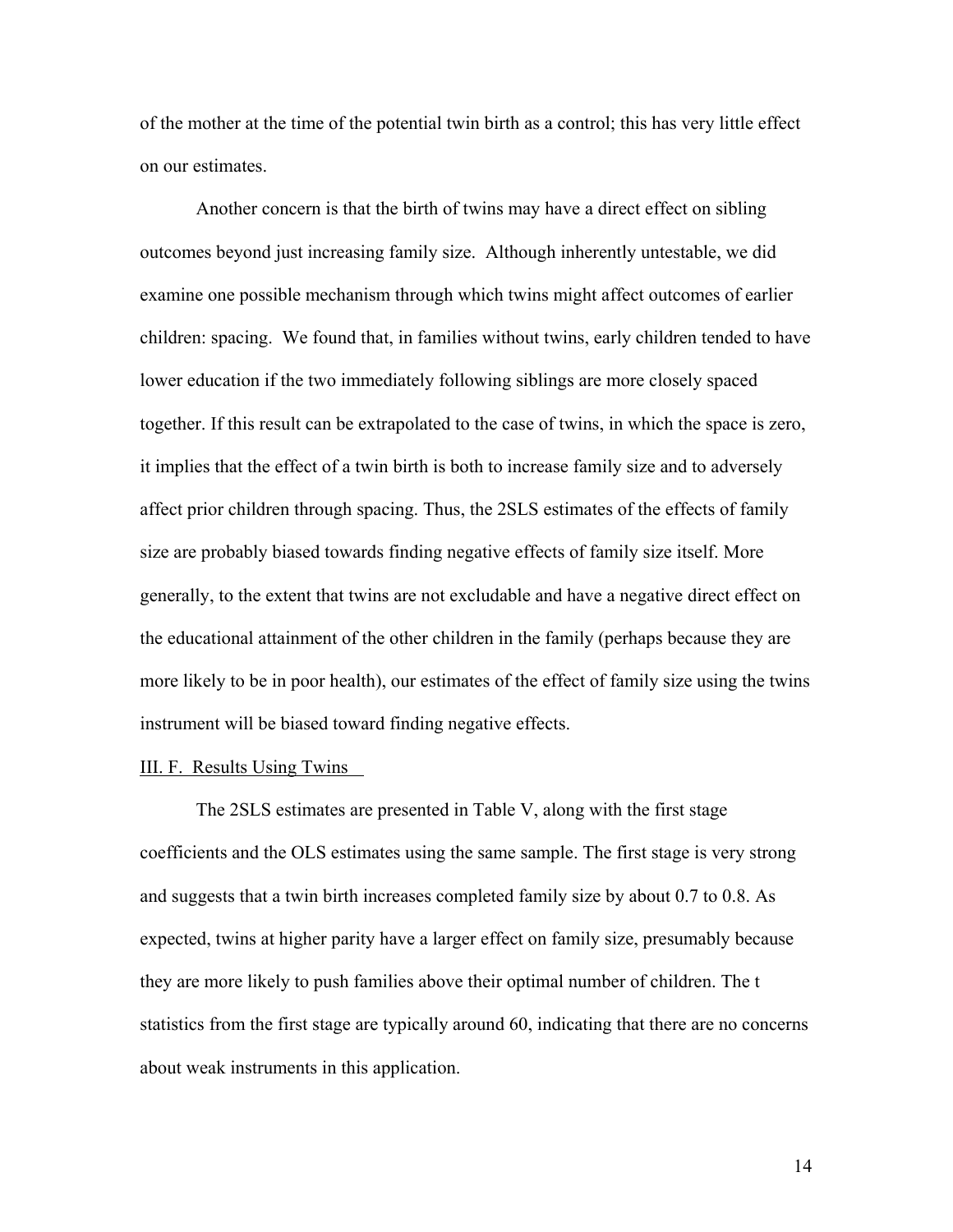of the mother at the time of the potential twin birth as a control; this has very little effect on our estimates.

Another concern is that the birth of twins may have a direct effect on sibling outcomes beyond just increasing family size. Although inherently untestable, we did examine one possible mechanism through which twins might affect outcomes of earlier children: spacing. We found that, in families without twins, early children tended to have lower education if the two immediately following siblings are more closely spaced together. If this result can be extrapolated to the case of twins, in which the space is zero, it implies that the effect of a twin birth is both to increase family size and to adversely affect prior children through spacing. Thus, the 2SLS estimates of the effects of family size are probably biased towards finding negative effects of family size itself. More generally, to the extent that twins are not excludable and have a negative direct effect on the educational attainment of the other children in the family (perhaps because they are more likely to be in poor health), our estimates of the effect of family size using the twins instrument will be biased toward finding negative effects.

III. F. Results Using Twins

The 2SLS estimates are presented in Table V, along with the first stage coefficients and the OLS estimates using the same sample. The first stage is very strong and suggests that a twin birth increases completed family size by about 0.7 to 0.8. As expected, twins at higher parity have a larger effect on family size, presumably because they are more likely to push families above their optimal number of children. The t statistics from the first stage are typically around 60, indicating that there are no concerns about weak instruments in this application.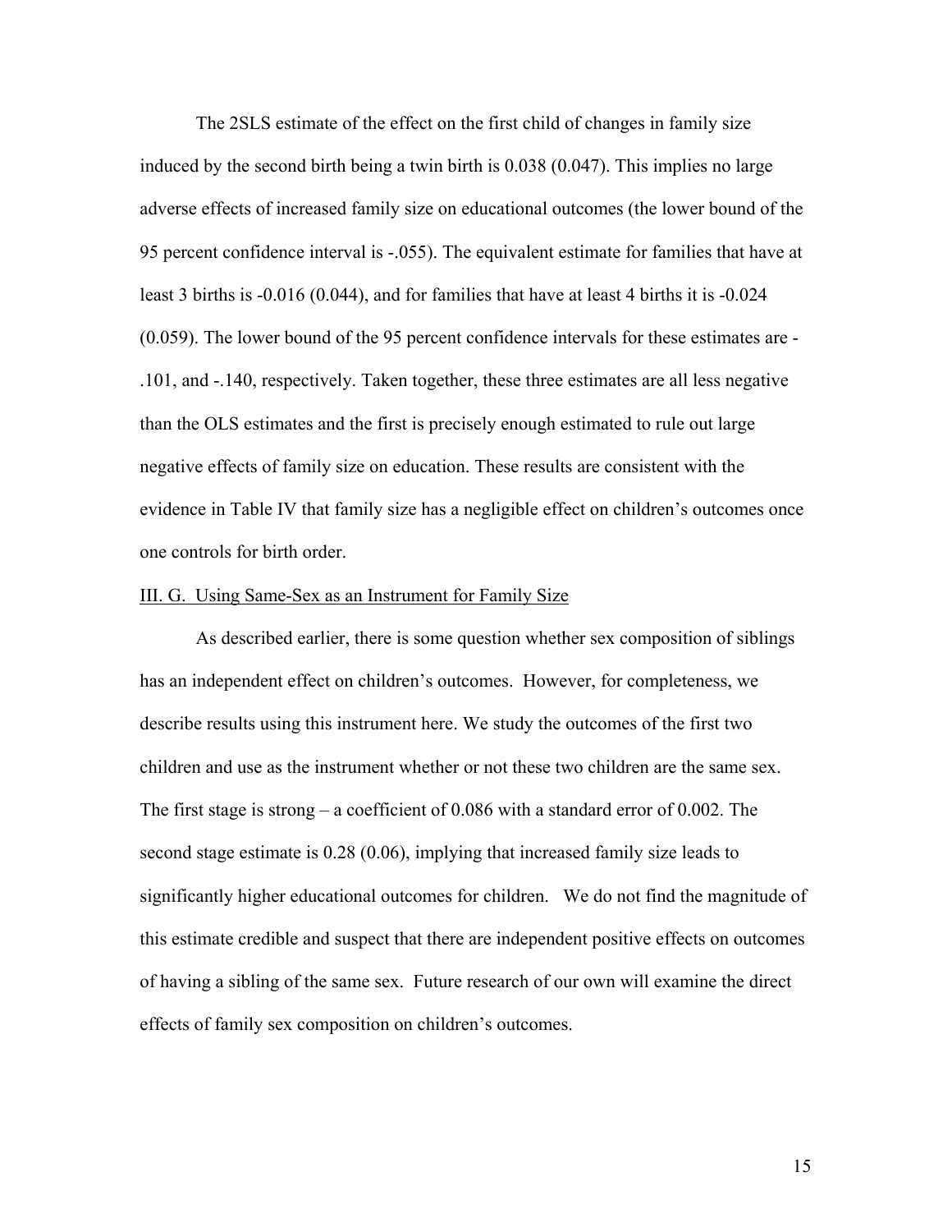The 2SLS estimate of the effect on the first child of changes in family size induced by the second birth being a twin birth is 0.038 (0.047). This implies no large adverse effects of increased family size on educational outcomes (the lower bound of the 95 percent confidence interval is -.055). The equivalent estimate for families that have at least 3 births is -0.016 (0.044), and for families that have at least 4 births it is -0.024 (0.059). The lower bound of the 95 percent confidence intervals for these estimates are -.101, and -.140, respectively. Taken together, these three estimates are all less negative than the OLS estimates and the first is precisely enough estimated to rule out large negative effects of family size on education. These results are consistent with the evidence in Table IV that family size has a negligible effect on children's outcomes once one controls for birth order.

### III. G. Using Same-Sex as an Instrument for Family Size

As described earlier, there is some question whether sex composition of siblings has an independent effect on children's outcomes. However, for completeness, we describe results using this instrument here. We study the outcomes of the first two children and use as the instrument whether or not these two children are the same sex. The first stage is strong – a coefficient of 0.086 with a standard error of 0.002. The second stage estimate is 0.28 (0.06), implying that increased family size leads to significantly higher educational outcomes for children. We do not find the magnitude of this estimate credible and suspect that there are independent positive effects on outcomes of having a sibling of the same sex. Future research of our own will examine the direct effects of family sex composition on children's outcomes.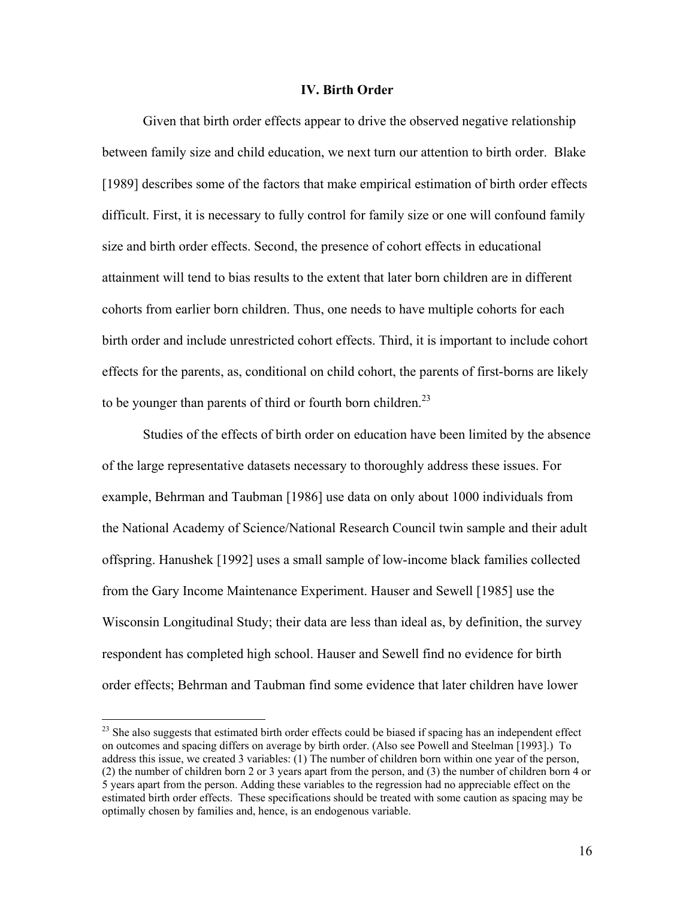## IV. Birth Order

Given that birth order effects appear to drive the observed negative relationship between family size and child education, we next turn our attention to birth order. Blake [1989] describes some of the factors that make empirical estimation of birth order effects difficult. First, it is necessary to fully control for family size or one will confound family size and birth order effects. Second, the presence of cohort effects in educational attainment will tend to bias results to the extent that later born children are in different cohorts from earlier born children. Thus, one needs to have multiple cohorts for each birth order and include unrestricted cohort effects. Third, it is important to include cohort effects for the parents, as, conditional on child cohort, the parents of first-borns are likely to be younger than parents of third or fourth born children.[23]

Studies of the effects of birth order on education have been limited by the absence of the large representative datasets necessary to thoroughly address these issues. For example, Behrman and Taubman [1986] use data on only about 1000 individuals from the National Academy of Science/National Research Council twin sample and their adult offspring. Hanushek [1992] uses a small sample of low-income black families collected from the Gary Income Maintenance Experiment. Hauser and Sewell [1985] use the Wisconsin Longitudinal Study; their data are less than ideal as, by definition, the survey respondent has completed high school. Hauser and Sewell find no evidence for birth order effects; Behrman and Taubman find some evidence that later children have lower

---

[23] She also suggests that estimated birth order effects could be biased if spacing has an independent effect on outcomes and spacing differs on average by birth order. (Also see Powell and Steelman [1993].) To address this issue, we created 3 variables: (1) The number of children born within one year of the person, (2) the number of children born 2 or 3 years apart from the person, and (3) the number of children born 4 or 5 years apart from the person. Adding these variables to the regression had no appreciable effect on the estimated birth order effects. These specifications should be treated with some caution as spacing may be optimally chosen by families and, hence, is an endogenous variable.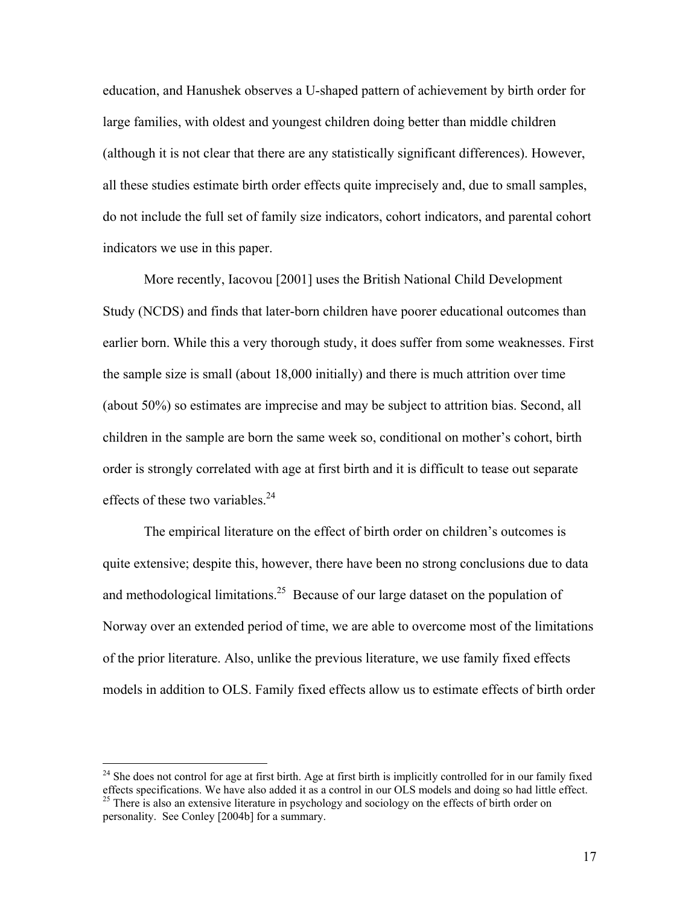education, and Hanushek observes a U-shaped pattern of achievement by birth order for large families, with oldest and youngest children doing better than middle children (although it is not clear that there are any statistically significant differences). However, all these studies estimate birth order effects quite imprecisely and, due to small samples, do not include the full set of family size indicators, cohort indicators, and parental cohort indicators we use in this paper.

More recently, Iacovou [2001] uses the British National Child Development Study (NCDS) and finds that later-born children have poorer educational outcomes than earlier born. While this a very thorough study, it does suffer from some weaknesses. First the sample size is small (about 18,000 initially) and there is much attrition over time (about 50%) so estimates are imprecise and may be subject to attrition bias. Second, all children in the sample are born the same week so, conditional on mother's cohort, birth order is strongly correlated with age at first birth and it is difficult to tease out separate effects of these two variables.[24]

The empirical literature on the effect of birth order on children's outcomes is quite extensive; despite this, however, there have been no strong conclusions due to data and methodological limitations.[25] Because of our large dataset on the population of Norway over an extended period of time, we are able to overcome most of the limitations of the prior literature. Also, unlike the previous literature, we use family fixed effects models in addition to OLS. Family fixed effects allow us to estimate effects of birth order

---

[24] She does not control for age at first birth. Age at first birth is implicitly controlled for in our family fixed effects specifications. We have also added it as a control in our OLS models and doing so had little effect.

[25] There is also an extensive literature in psychology and sociology on the effects of birth order on personality. See Conley [2004b] for a summary.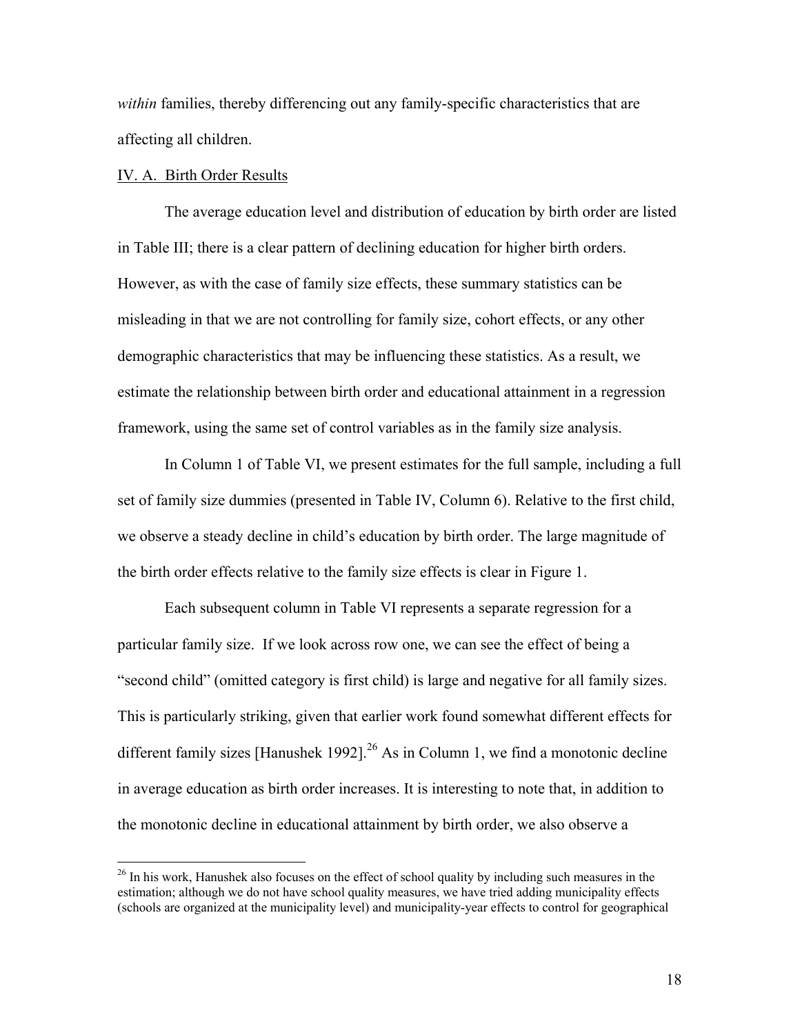*within* families, thereby differencing out any family-specific characteristics that are affecting all children.

IV. A. Birth Order Results

The average education level and distribution of education by birth order are listed in Table III; there is a clear pattern of declining education for higher birth orders. However, as with the case of family size effects, these summary statistics can be misleading in that we are not controlling for family size, cohort effects, or any other demographic characteristics that may be influencing these statistics. As a result, we estimate the relationship between birth order and educational attainment in a regression framework, using the same set of control variables as in the family size analysis.

In Column 1 of Table VI, we present estimates for the full sample, including a full set of family size dummies (presented in Table IV, Column 6). Relative to the first child, we observe a steady decline in child's education by birth order. The large magnitude of the birth order effects relative to the family size effects is clear in Figure 1.

Each subsequent column in Table VI represents a separate regression for a particular family size. If we look across row one, we can see the effect of being a "second child" (omitted category is first child) is large and negative for all family sizes. This is particularly striking, given that earlier work found somewhat different effects for different family sizes [Hanushek 1992].[26] As in Column 1, we find a monotonic decline in average education as birth order increases. It is interesting to note that, in addition to the monotonic decline in educational attainment by birth order, we also observe a

---

[26] In his work, Hanushek also focuses on the effect of school quality by including such measures in the estimation; although we do not have school quality measures, we have tried adding municipality effects (schools are organized at the municipality level) and municipality-year effects to control for geographical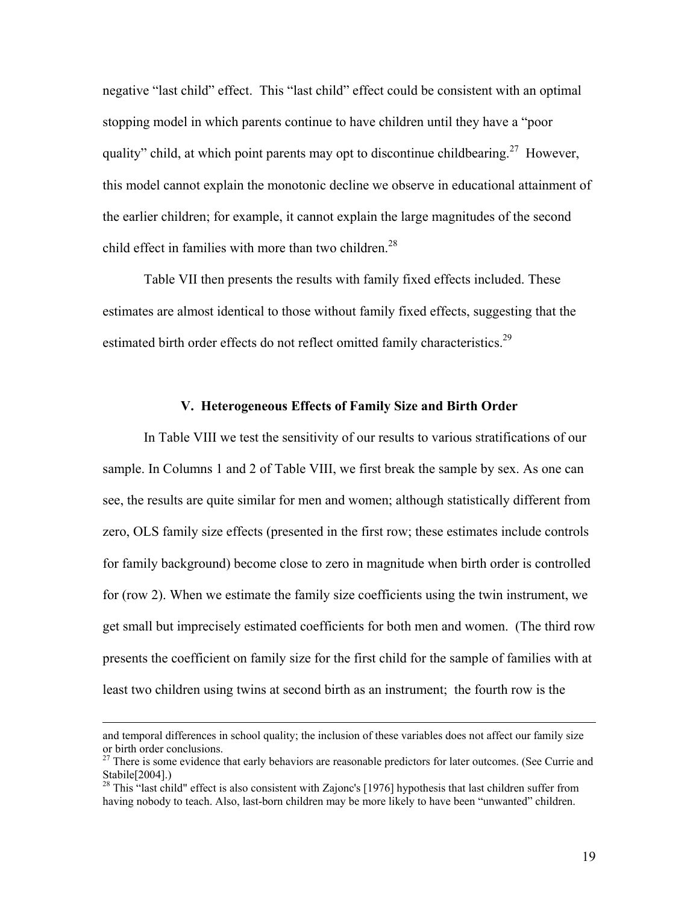negative "last child" effect. This "last child" effect could be consistent with an optimal stopping model in which parents continue to have children until they have a "poor quality" child, at which point parents may opt to discontinue childbearing.[27] However, this model cannot explain the monotonic decline we observe in educational attainment of the earlier children; for example, it cannot explain the large magnitudes of the second child effect in families with more than two children.[28]

Table VII then presents the results with family fixed effects included. These estimates are almost identical to those without family fixed effects, suggesting that the estimated birth order effects do not reflect omitted family characteristics.[29]

## V. Heterogeneous Effects of Family Size and Birth Order

In Table VIII we test the sensitivity of our results to various stratifications of our sample. In Columns 1 and 2 of Table VIII, we first break the sample by sex. As one can see, the results are quite similar for men and women; although statistically different from zero, OLS family size effects (presented in the first row; these estimates include controls for family background) become close to zero in magnitude when birth order is controlled for (row 2). When we estimate the family size coefficients using the twin instrument, we get small but imprecisely estimated coefficients for both men and women. (The third row presents the coefficient on family size for the first child for the sample of families with at least two children using twins at second birth as an instrument; the fourth row is the

---

and temporal differences in school quality; the inclusion of these variables does not affect our family size or birth order conclusions.

[27] There is some evidence that early behaviors are reasonable predictors for later outcomes. (See Currie and Stabile[2004].)

[28] This "last child" effect is also consistent with Zajonc's [1976] hypothesis that last children suffer from having nobody to teach. Also, last-born children may be more likely to have been "unwanted" children.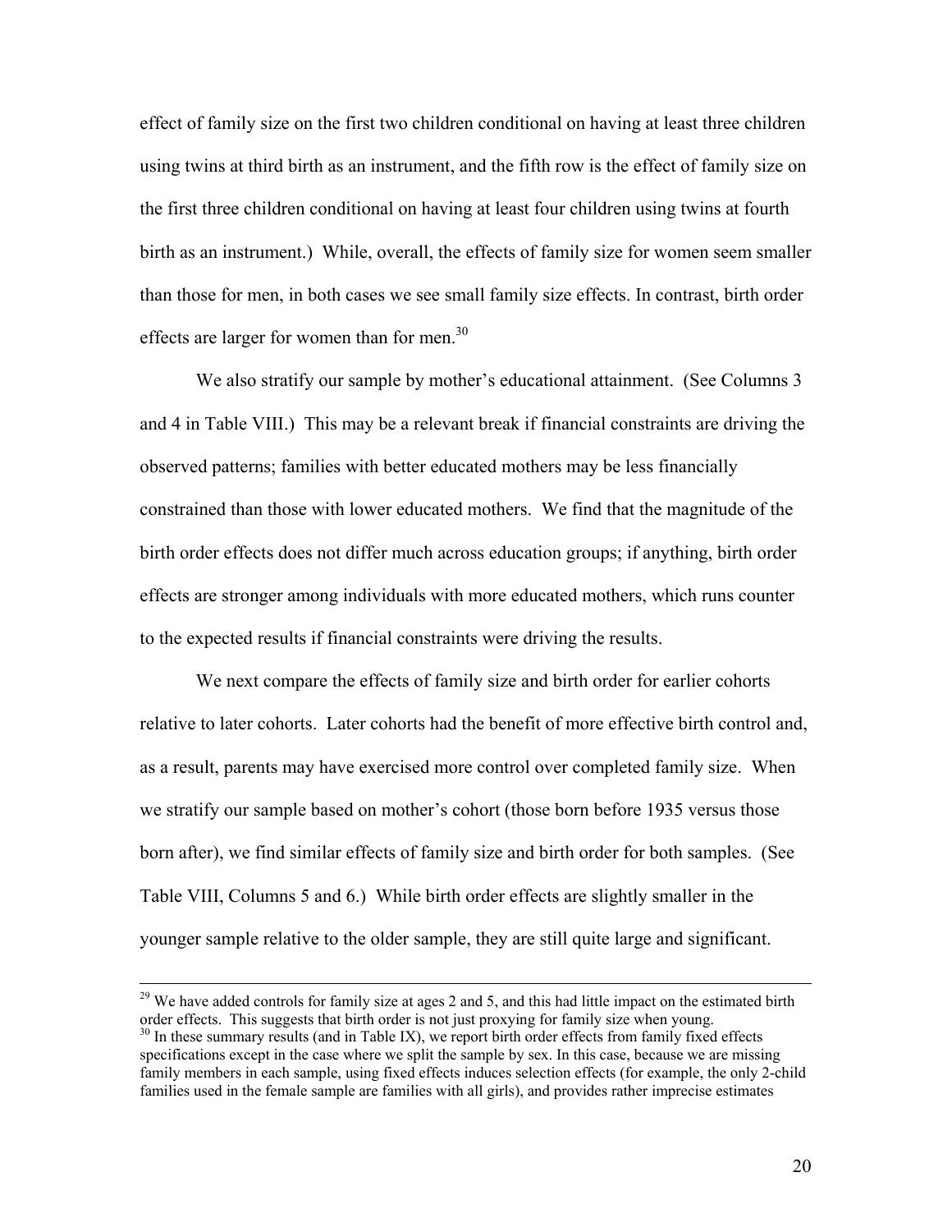effect of family size on the first two children conditional on having at least three children using twins at third birth as an instrument, and the fifth row is the effect of family size on the first three children conditional on having at least four children using twins at fourth birth as an instrument.) While, overall, the effects of family size for women seem smaller than those for men, in both cases we see small family size effects. In contrast, birth order effects are larger for women than for men.[30]

We also stratify our sample by mother's educational attainment. (See Columns 3 and 4 in Table VIII.) This may be a relevant break if financial constraints are driving the observed patterns; families with better educated mothers may be less financially constrained than those with lower educated mothers. We find that the magnitude of the birth order effects does not differ much across education groups; if anything, birth order effects are stronger among individuals with more educated mothers, which runs counter to the expected results if financial constraints were driving the results.

We next compare the effects of family size and birth order for earlier cohorts relative to later cohorts. Later cohorts had the benefit of more effective birth control and, as a result, parents may have exercised more control over completed family size. When we stratify our sample based on mother's cohort (those born before 1935 versus those born after), we find similar effects of family size and birth order for both samples. (See Table VIII, Columns 5 and 6.) While birth order effects are slightly smaller in the younger sample relative to the older sample, they are still quite large and significant.

---

[29] We have added controls for family size at ages 2 and 5, and this had little impact on the estimated birth order effects. This suggests that birth order is not just proxying for family size when young.

[30] In these summary results (and in Table IX), we report birth order effects from family fixed effects specifications except in the case where we split the sample by sex. In this case, because we are missing family members in each sample, using fixed effects induces selection effects (for example, the only 2-child families used in the female sample are families with all girls), and provides rather imprecise estimates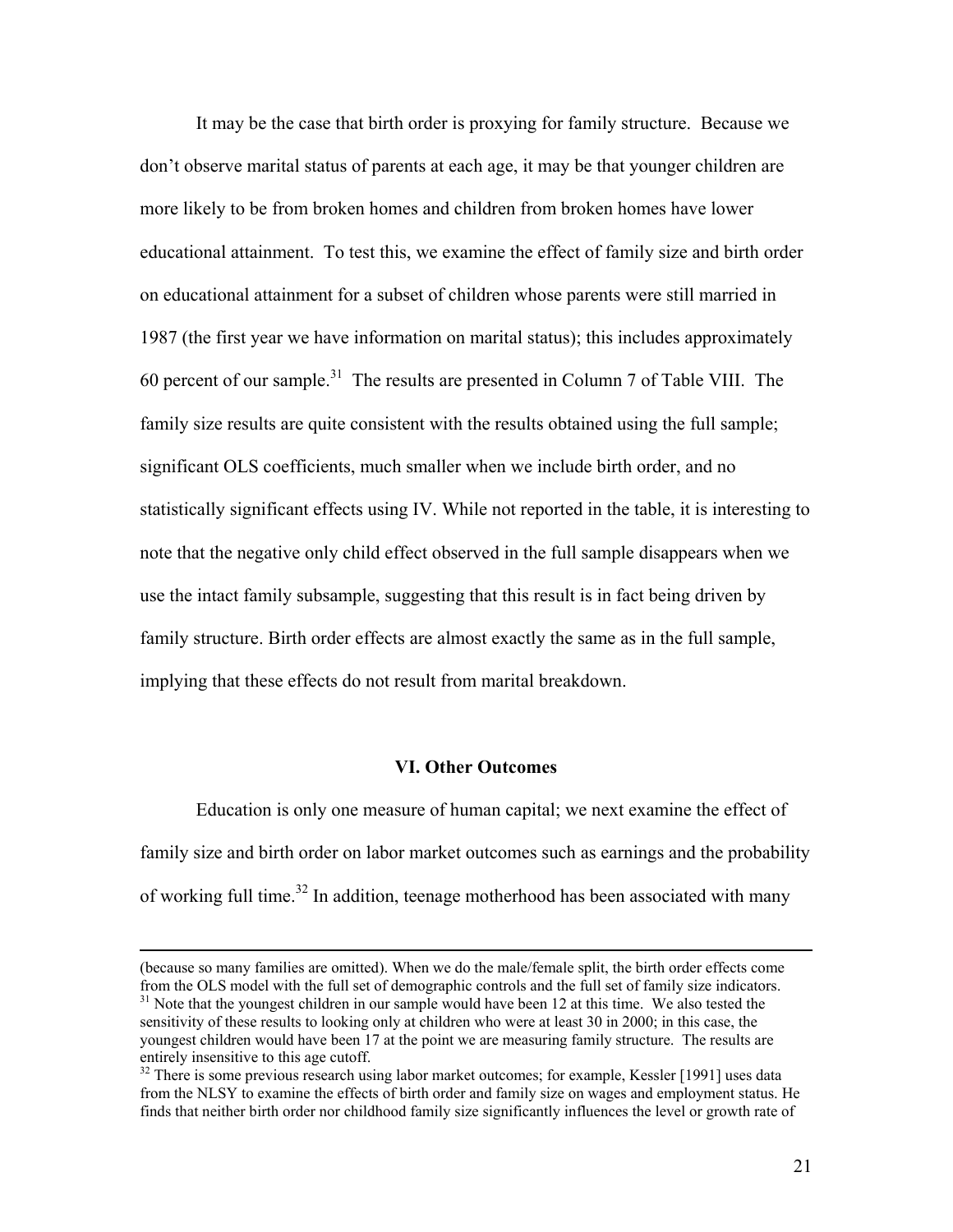It may be the case that birth order is proxying for family structure. Because we don't observe marital status of parents at each age, it may be that younger children are more likely to be from broken homes and children from broken homes have lower educational attainment. To test this, we examine the effect of family size and birth order on educational attainment for a subset of children whose parents were still married in 1987 (the first year we have information on marital status); this includes approximately 60 percent of our sample.[31] The results are presented in Column 7 of Table VIII. The family size results are quite consistent with the results obtained using the full sample; significant OLS coefficients, much smaller when we include birth order, and no statistically significant effects using IV. While not reported in the table, it is interesting to note that the negative only child effect observed in the full sample disappears when we use the intact family subsample, suggesting that this result is in fact being driven by family structure. Birth order effects are almost exactly the same as in the full sample, implying that these effects do not result from marital breakdown.

## VI. Other Outcomes

Education is only one measure of human capital; we next examine the effect of family size and birth order on labor market outcomes such as earnings and the probability of working full time.[32] In addition, teenage motherhood has been associated with many

---

(because so many families are omitted). When we do the male/female split, the birth order effects come from the OLS model with the full set of demographic controls and the full set of family size indicators.

[31] Note that the youngest children in our sample would have been 12 at this time. We also tested the sensitivity of these results to looking only at children who were at least 30 in 2000; in this case, the youngest children would have been 17 at the point we are measuring family structure. The results are entirely insensitive to this age cutoff.

[32] There is some previous research using labor market outcomes; for example, Kessler [1991] uses data from the NLSY to examine the effects of birth order and family size on wages and employment status. He finds that neither birth order nor childhood family size significantly influences the level or growth rate of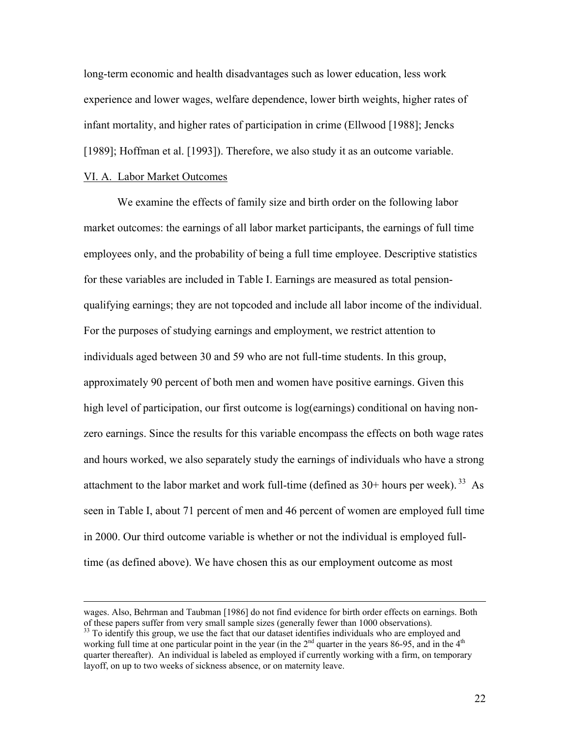long-term economic and health disadvantages such as lower education, less work experience and lower wages, welfare dependence, lower birth weights, higher rates of infant mortality, and higher rates of participation in crime (Ellwood [1988]; Jencks [1989]; Hoffman et al. [1993]). Therefore, we also study it as an outcome variable.

VI. A. Labor Market Outcomes

We examine the effects of family size and birth order on the following labor market outcomes: the earnings of all labor market participants, the earnings of full time employees only, and the probability of being a full time employee. Descriptive statistics for these variables are included in Table I. Earnings are measured as total pension-qualifying earnings; they are not topcoded and include all labor income of the individual. For the purposes of studying earnings and employment, we restrict attention to individuals aged between 30 and 59 who are not full-time students. In this group, approximately 90 percent of both men and women have positive earnings. Given this high level of participation, our first outcome is log(earnings) conditional on having non-zero earnings. Since the results for this variable encompass the effects on both wage rates and hours worked, we also separately study the earnings of individuals who have a strong attachment to the labor market and work full-time (defined as 30+ hours per week).[33] As seen in Table I, about 71 percent of men and 46 percent of women are employed full time in 2000. Our third outcome variable is whether or not the individual is employed full-time (as defined above). We have chosen this as our employment outcome as most

---

wages. Also, Behrman and Taubman [1986] do not find evidence for birth order effects on earnings. Both of these papers suffer from very small sample sizes (generally fewer than 1000 observations).

[33] To identify this group, we use the fact that our dataset identifies individuals who are employed and working full time at one particular point in the year (in the 2nd quarter in the years 86-95, and in the 4th quarter thereafter). An individual is labeled as employed if currently working with a firm, on temporary layoff, on up to two weeks of sickness absence, or on maternity leave.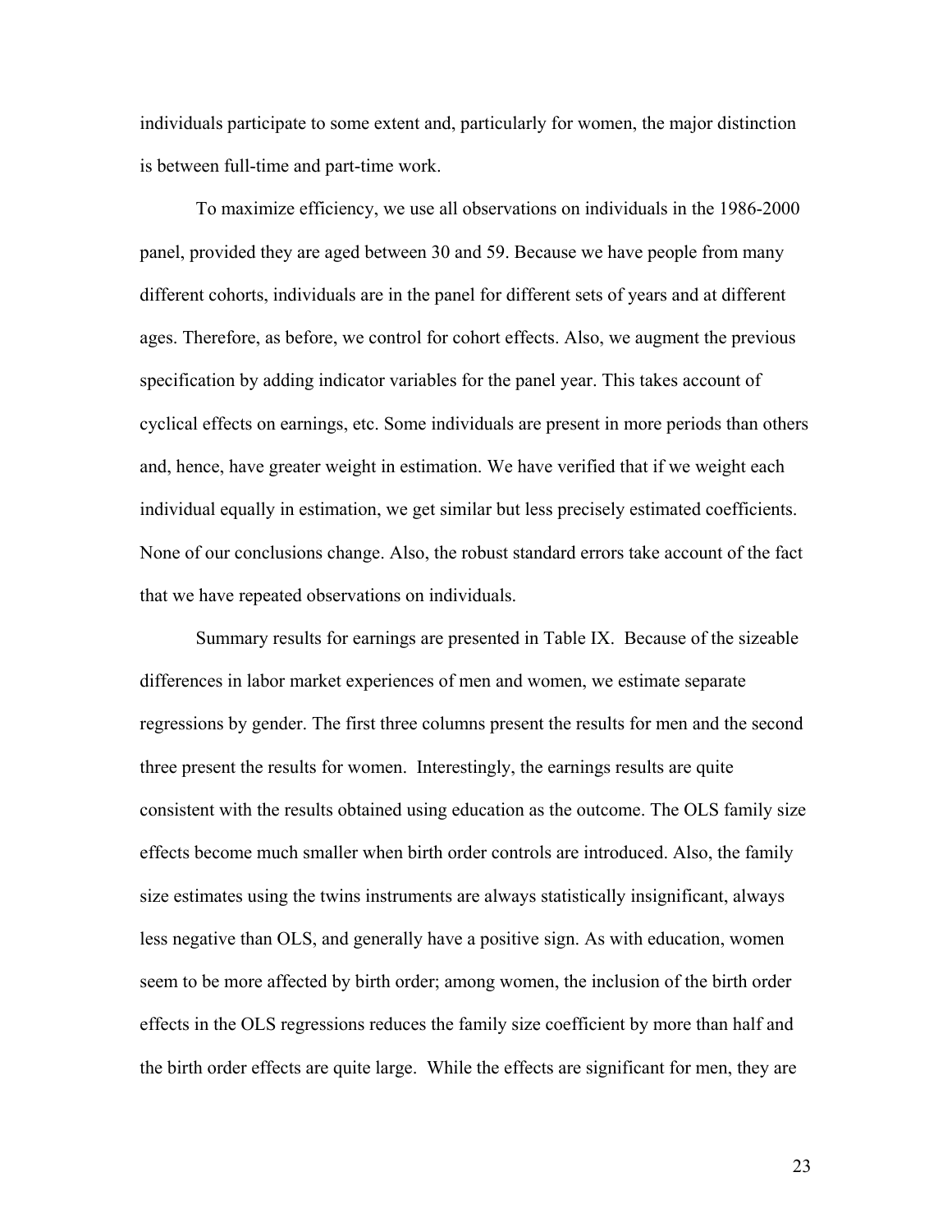individuals participate to some extent and, particularly for women, the major distinction is between full-time and part-time work.

To maximize efficiency, we use all observations on individuals in the 1986-2000 panel, provided they are aged between 30 and 59. Because we have people from many different cohorts, individuals are in the panel for different sets of years and at different ages. Therefore, as before, we control for cohort effects. Also, we augment the previous specification by adding indicator variables for the panel year. This takes account of cyclical effects on earnings, etc. Some individuals are present in more periods than others and, hence, have greater weight in estimation. We have verified that if we weight each individual equally in estimation, we get similar but less precisely estimated coefficients. None of our conclusions change. Also, the robust standard errors take account of the fact that we have repeated observations on individuals.

Summary results for earnings are presented in Table IX. Because of the sizeable differences in labor market experiences of men and women, we estimate separate regressions by gender. The first three columns present the results for men and the second three present the results for women. Interestingly, the earnings results are quite consistent with the results obtained using education as the outcome. The OLS family size effects become much smaller when birth order controls are introduced. Also, the family size estimates using the twins instruments are always statistically insignificant, always less negative than OLS, and generally have a positive sign. As with education, women seem to be more affected by birth order; among women, the inclusion of the birth order effects in the OLS regressions reduces the family size coefficient by more than half and the birth order effects are quite large. While the effects are significant for men, they are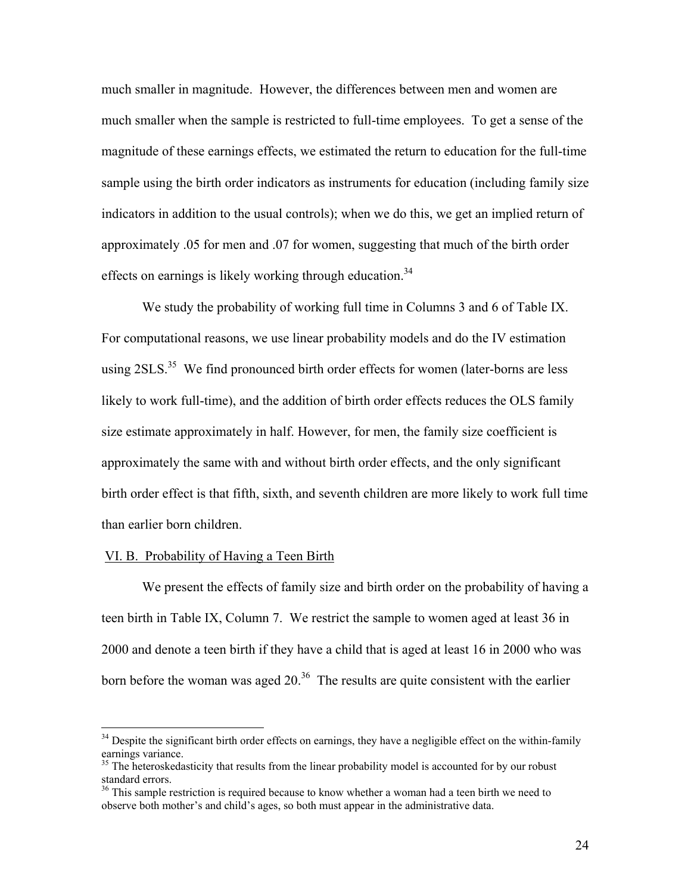much smaller in magnitude. However, the differences between men and women are much smaller when the sample is restricted to full-time employees. To get a sense of the magnitude of these earnings effects, we estimated the return to education for the full-time sample using the birth order indicators as instruments for education (including family size indicators in addition to the usual controls); when we do this, we get an implied return of approximately .05 for men and .07 for women, suggesting that much of the birth order effects on earnings is likely working through education.[34]

We study the probability of working full time in Columns 3 and 6 of Table IX. For computational reasons, we use linear probability models and do the IV estimation using 2SLS.[35] We find pronounced birth order effects for women (later-borns are less likely to work full-time), and the addition of birth order effects reduces the OLS family size estimate approximately in half. However, for men, the family size coefficient is approximately the same with and without birth order effects, and the only significant birth order effect is that fifth, sixth, and seventh children are more likely to work full time than earlier born children.

## VI. B. Probability of Having a Teen Birth

We present the effects of family size and birth order on the probability of having a teen birth in Table IX, Column 7. We restrict the sample to women aged at least 36 in 2000 and denote a teen birth if they have a child that is aged at least 16 in 2000 who was born before the woman was aged 20.[36] The results are quite consistent with the earlier

---

[34] Despite the significant birth order effects on earnings, they have a negligible effect on the within-family earnings variance.

[35] The heteroskedasticity that results from the linear probability model is accounted for by our robust standard errors.

[36] This sample restriction is required because to know whether a woman had a teen birth we need to observe both mother's and child's ages, so both must appear in the administrative data.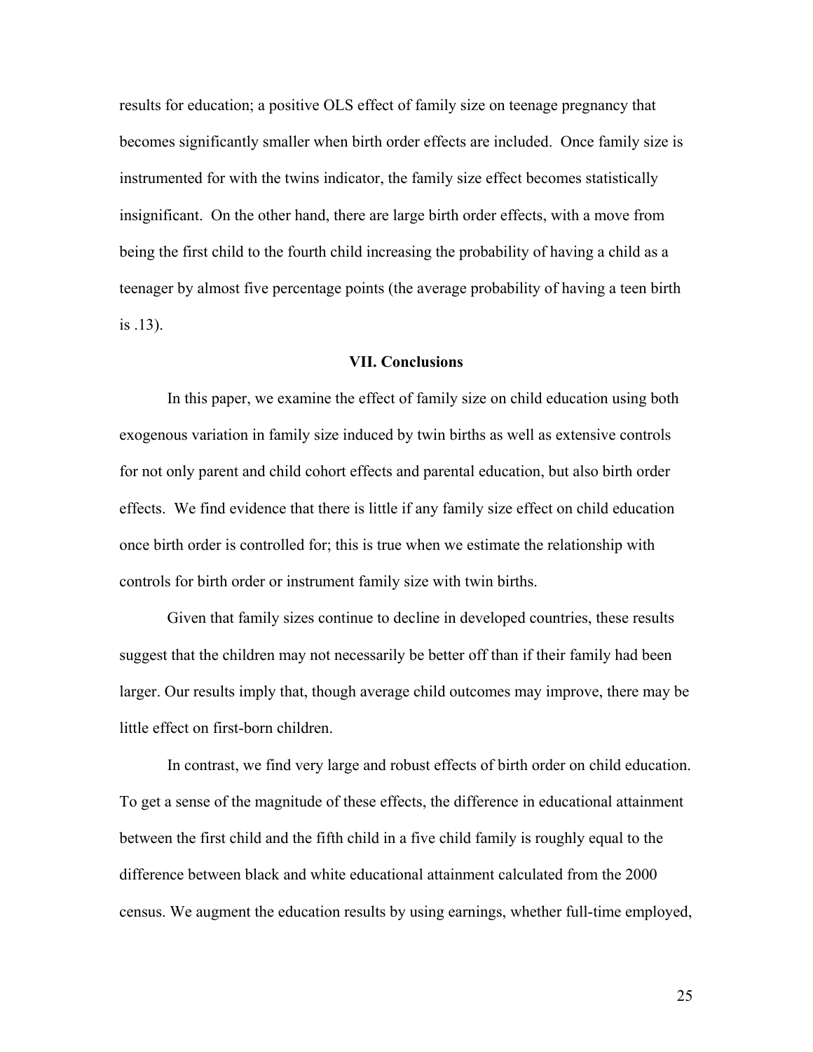results for education; a positive OLS effect of family size on teenage pregnancy that becomes significantly smaller when birth order effects are included. Once family size is instrumented for with the twins indicator, the family size effect becomes statistically insignificant. On the other hand, there are large birth order effects, with a move from being the first child to the fourth child increasing the probability of having a child as a teenager by almost five percentage points (the average probability of having a teen birth is .13).

## VII. Conclusions

In this paper, we examine the effect of family size on child education using both exogenous variation in family size induced by twin births as well as extensive controls for not only parent and child cohort effects and parental education, but also birth order effects. We find evidence that there is little if any family size effect on child education once birth order is controlled for; this is true when we estimate the relationship with controls for birth order or instrument family size with twin births.

Given that family sizes continue to decline in developed countries, these results suggest that the children may not necessarily be better off than if their family had been larger. Our results imply that, though average child outcomes may improve, there may be little effect on first-born children.

In contrast, we find very large and robust effects of birth order on child education. To get a sense of the magnitude of these effects, the difference in educational attainment between the first child and the fifth child in a five child family is roughly equal to the difference between black and white educational attainment calculated from the 2000 census. We augment the education results by using earnings, whether full-time employed,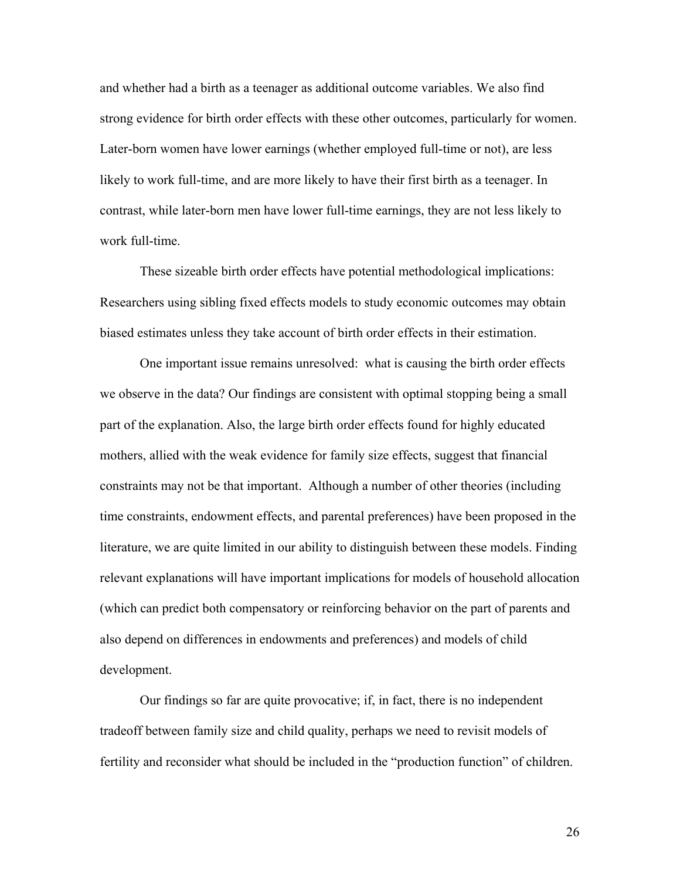and whether had a birth as a teenager as additional outcome variables. We also find strong evidence for birth order effects with these other outcomes, particularly for women. Later-born women have lower earnings (whether employed full-time or not), are less likely to work full-time, and are more likely to have their first birth as a teenager. In contrast, while later-born men have lower full-time earnings, they are not less likely to work full-time.

These sizeable birth order effects have potential methodological implications: Researchers using sibling fixed effects models to study economic outcomes may obtain biased estimates unless they take account of birth order effects in their estimation.

One important issue remains unresolved: what is causing the birth order effects we observe in the data? Our findings are consistent with optimal stopping being a small part of the explanation. Also, the large birth order effects found for highly educated mothers, allied with the weak evidence for family size effects, suggest that financial constraints may not be that important. Although a number of other theories (including time constraints, endowment effects, and parental preferences) have been proposed in the literature, we are quite limited in our ability to distinguish between these models. Finding relevant explanations will have important implications for models of household allocation (which can predict both compensatory or reinforcing behavior on the part of parents and also depend on differences in endowments and preferences) and models of child development.

Our findings so far are quite provocative; if, in fact, there is no independent tradeoff between family size and child quality, perhaps we need to revisit models of fertility and reconsider what should be included in the "production function" of children.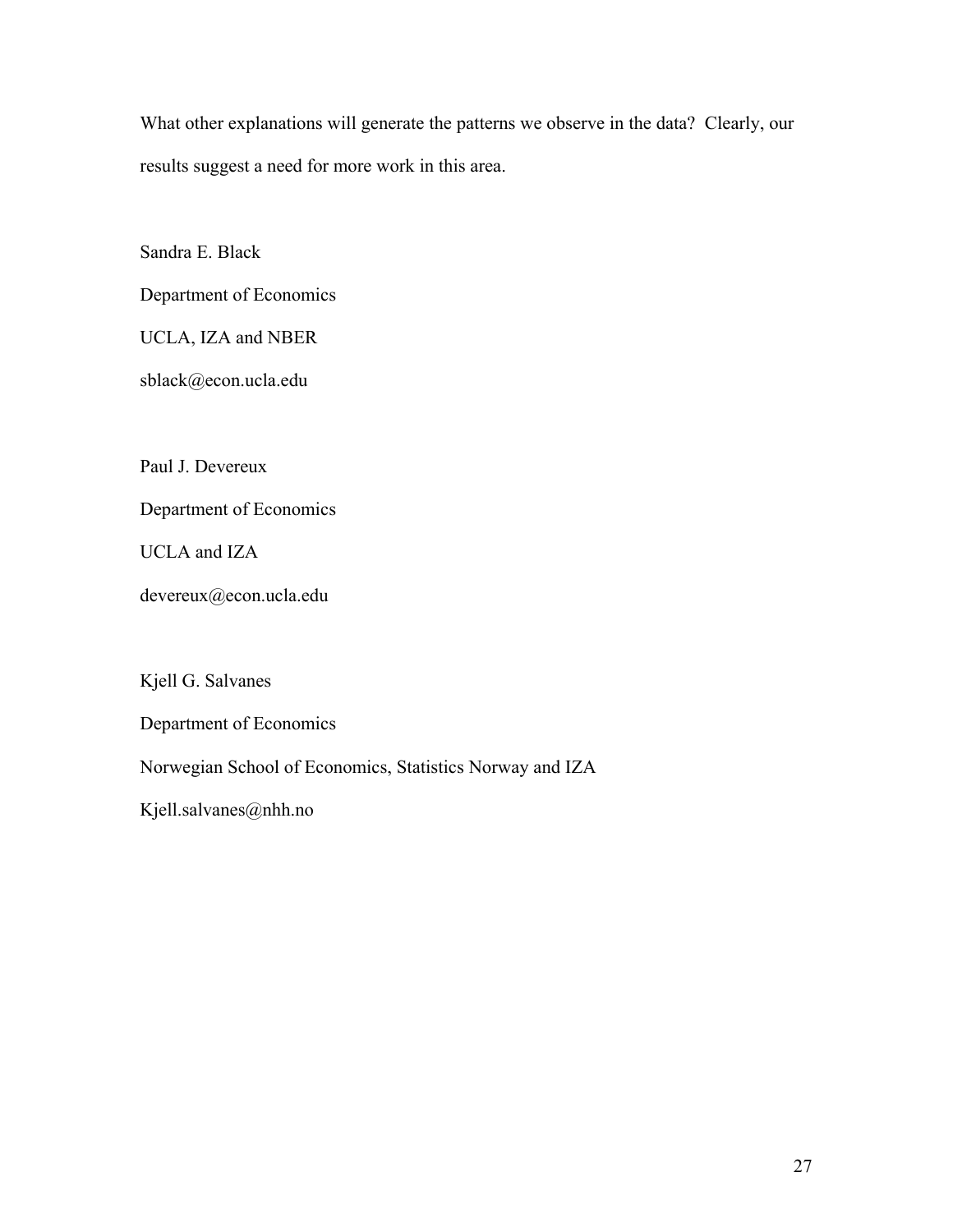What other explanations will generate the patterns we observe in the data? Clearly, our results suggest a need for more work in this area.

Sandra E. Black

Department of Economics

UCLA, IZA and NBER

sblack@econ.ucla.edu

Paul J. Devereux

Department of Economics

UCLA and IZA

devereux@econ.ucla.edu

Kjell G. Salvanes

Department of Economics

Norwegian School of Economics, Statistics Norway and IZA

Kjell.salvanes@nhh.no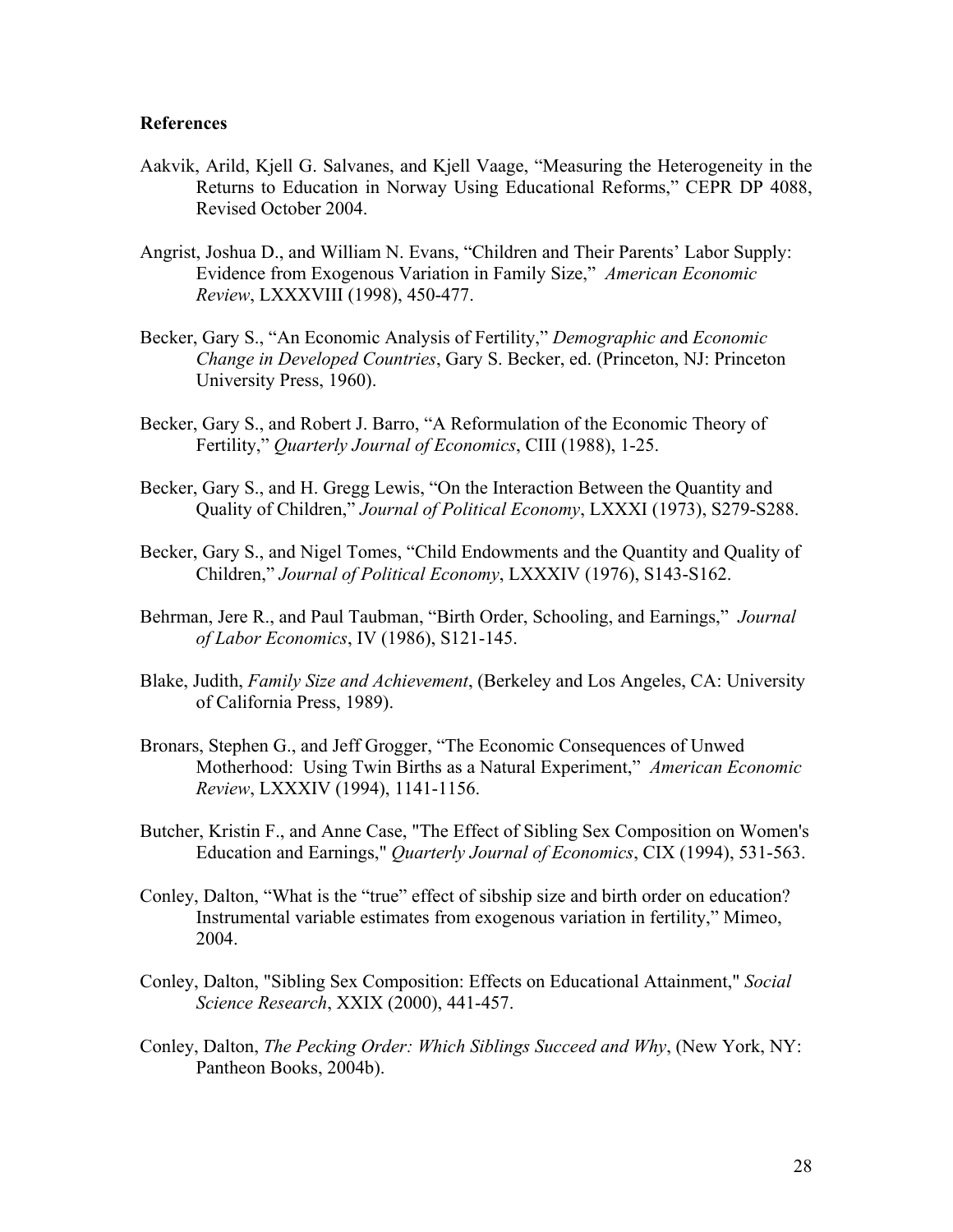**References**

Aakvik, Arild, Kjell G. Salvanes, and Kjell Vaage, "Measuring the Heterogeneity in the Returns to Education in Norway Using Educational Reforms," CEPR DP 4088, Revised October 2004.

Angrist, Joshua D., and William N. Evans, "Children and Their Parents' Labor Supply: Evidence from Exogenous Variation in Family Size," *American Economic Review*, LXXXVIII (1998), 450-477.

Becker, Gary S., "An Economic Analysis of Fertility," *Demographic and Economic Change in Developed Countries*, Gary S. Becker, ed. (Princeton, NJ: Princeton University Press, 1960).

Becker, Gary S., and Robert J. Barro, "A Reformulation of the Economic Theory of Fertility," *Quarterly Journal of Economics*, CIII (1988), 1-25.

Becker, Gary S., and H. Gregg Lewis, "On the Interaction Between the Quantity and Quality of Children," *Journal of Political Economy*, LXXXI (1973), S279-S288.

Becker, Gary S., and Nigel Tomes, "Child Endowments and the Quantity and Quality of Children," *Journal of Political Economy*, LXXXIV (1976), S143-S162.

Behrman, Jere R., and Paul Taubman, "Birth Order, Schooling, and Earnings," *Journal of Labor Economics*, IV (1986), S121-145.

Blake, Judith, *Family Size and Achievement*, (Berkeley and Los Angeles, CA: University of California Press, 1989).

Bronars, Stephen G., and Jeff Grogger, "The Economic Consequences of Unwed Motherhood: Using Twin Births as a Natural Experiment," *American Economic Review*, LXXXIV (1994), 1141-1156.

Butcher, Kristin F., and Anne Case, "The Effect of Sibling Sex Composition on Women's Education and Earnings," *Quarterly Journal of Economics*, CIX (1994), 531-563.

Conley, Dalton, "What is the "true" effect of sibship size and birth order on education? Instrumental variable estimates from exogenous variation in fertility," Mimeo, 2004.

Conley, Dalton, "Sibling Sex Composition: Effects on Educational Attainment," *Social Science Research*, XXIX (2000), 441-457.

Conley, Dalton, *The Pecking Order: Which Siblings Succeed and Why*, (New York, NY: Pantheon Books, 2004b).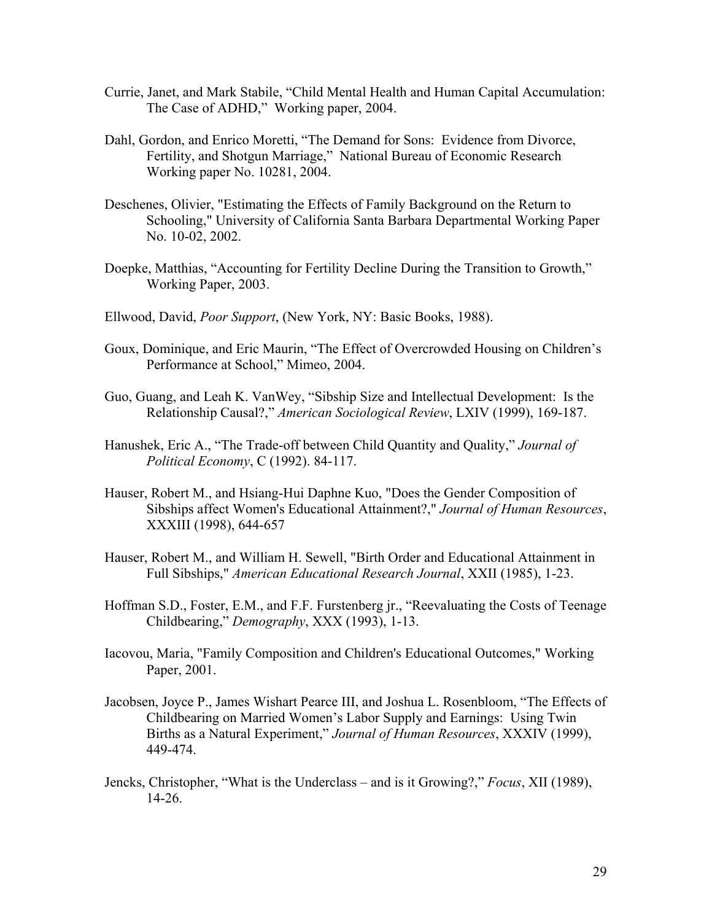Currie, Janet, and Mark Stabile, "Child Mental Health and Human Capital Accumulation: The Case of ADHD," Working paper, 2004.

Dahl, Gordon, and Enrico Moretti, "The Demand for Sons: Evidence from Divorce, Fertility, and Shotgun Marriage," National Bureau of Economic Research Working paper No. 10281, 2004.

Deschenes, Olivier, "Estimating the Effects of Family Background on the Return to Schooling," University of California Santa Barbara Departmental Working Paper No. 10-02, 2002.

Doepke, Matthias, "Accounting for Fertility Decline During the Transition to Growth," Working Paper, 2003.

Ellwood, David, *Poor Support*, (New York, NY: Basic Books, 1988).

Goux, Dominique, and Eric Maurin, "The Effect of Overcrowded Housing on Children's Performance at School," Mimeo, 2004.

Guo, Guang, and Leah K. VanWey, "Sibship Size and Intellectual Development: Is the Relationship Causal?," *American Sociological Review*, LXIV (1999), 169-187.

Hanushek, Eric A., "The Trade-off between Child Quantity and Quality," *Journal of Political Economy*, C (1992). 84-117.

Hauser, Robert M., and Hsiang-Hui Daphne Kuo, "Does the Gender Composition of Sibships affect Women's Educational Attainment?," *Journal of Human Resources*, XXXIII (1998), 644-657

Hauser, Robert M., and William H. Sewell, "Birth Order and Educational Attainment in Full Sibships," *American Educational Research Journal*, XXII (1985), 1-23.

Hoffman S.D., Foster, E.M., and F.F. Furstenberg jr., "Reevaluating the Costs of Teenage Childbearing," *Demography*, XXX (1993), 1-13.

Iacovou, Maria, "Family Composition and Children's Educational Outcomes," Working Paper, 2001.

Jacobsen, Joyce P., James Wishart Pearce III, and Joshua L. Rosenbloom, "The Effects of Childbearing on Married Women's Labor Supply and Earnings: Using Twin Births as a Natural Experiment," *Journal of Human Resources*, XXXIV (1999), 449-474.

Jencks, Christopher, "What is the Underclass – and is it Growing?," *Focus*, XII (1989), 14-26.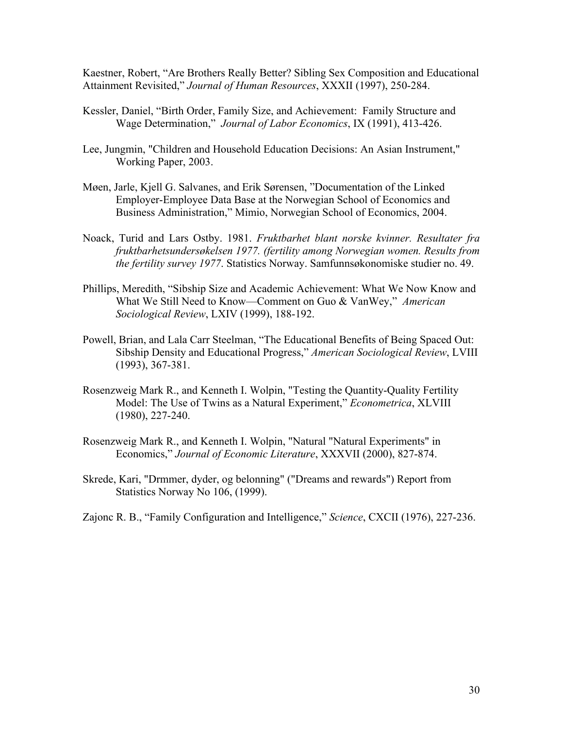Kaestner, Robert, "Are Brothers Really Better? Sibling Sex Composition and Educational Attainment Revisited," *Journal of Human Resources*, XXXII (1997), 250-284.

Kessler, Daniel, "Birth Order, Family Size, and Achievement: Family Structure and Wage Determination," *Journal of Labor Economics*, IX (1991), 413-426.

Lee, Jungmin, "Children and Household Education Decisions: An Asian Instrument," Working Paper, 2003.

Møen, Jarle, Kjell G. Salvanes, and Erik Sørensen, "Documentation of the Linked Employer-Employee Data Base at the Norwegian School of Economics and Business Administration," Mimio, Norwegian School of Economics, 2004.

Noack, Turid and Lars Ostby. 1981. *Fruktbarhet blant norske kvinner. Resultater fra fruktbarhetsundersøkelsen 1977. (fertility among Norwegian women. Results from the fertility survey 1977*. Statistics Norway. Samfunnsøkonomiske studier no. 49.

Phillips, Meredith, "Sibship Size and Academic Achievement: What We Now Know and What We Still Need to Know—Comment on Guo & VanWey," *American Sociological Review*, LXIV (1999), 188-192.

Powell, Brian, and Lala Carr Steelman, "The Educational Benefits of Being Spaced Out: Sibship Density and Educational Progress," *American Sociological Review*, LVIII (1993), 367-381.

Rosenzweig Mark R., and Kenneth I. Wolpin, "Testing the Quantity-Quality Fertility Model: The Use of Twins as a Natural Experiment," *Econometrica*, XLVIII (1980), 227-240.

Rosenzweig Mark R., and Kenneth I. Wolpin, "Natural "Natural Experiments" in Economics," *Journal of Economic Literature*, XXXVII (2000), 827-874.

Skrede, Kari, "Drmmer, dyder, og belonning" ("Dreams and rewards") Report from Statistics Norway No 106, (1999).

Zajonc R. B., "Family Configuration and Intelligence," *Science*, CXCII (1976), 227-236.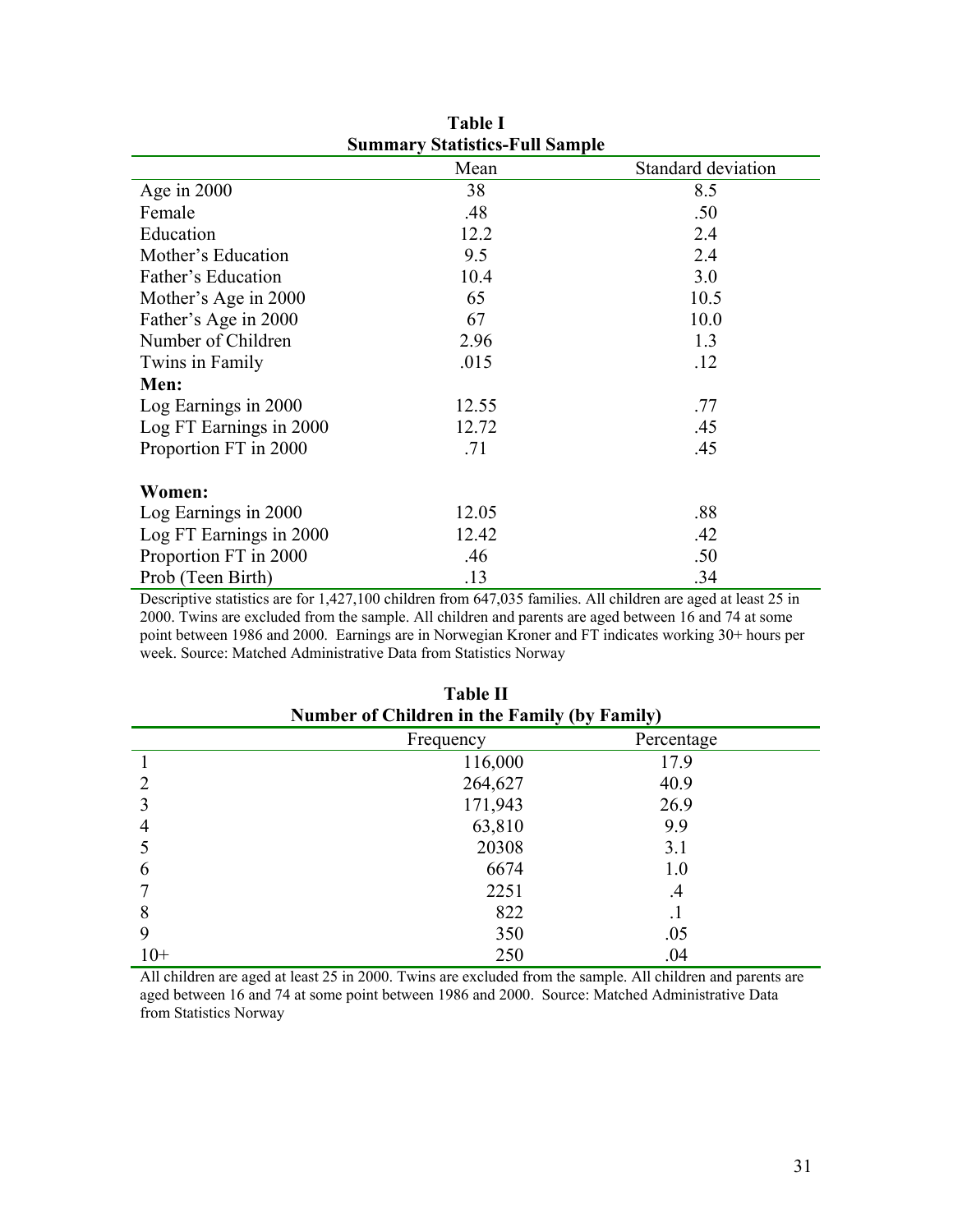**Table I**
**Summary Statistics-Full Sample**

| | Mean | Standard deviation |
|---|---|---|
| Age in 2000 | 38 | 8.5 |
| Female | .48 | .50 |
| Education | 12.2 | 2.4 |
| Mother's Education | 9.5 | 2.4 |
| Father's Education | 10.4 | 3.0 |
| Mother's Age in 2000 | 65 | 10.5 |
| Father's Age in 2000 | 67 | 10.0 |
| Number of Children | 2.96 | 1.3 |
| Twins in Family | .015 | .12 |
| **Men:** | | |
| Log Earnings in 2000 | 12.55 | .77 |
| Log FT Earnings in 2000 | 12.72 | .45 |
| Proportion FT in 2000 | .71 | .45 |
| **Women:** | | |
| Log Earnings in 2000 | 12.05 | .88 |
| Log FT Earnings in 2000 | 12.42 | .42 |
| Proportion FT in 2000 | .46 | .50 |
| Prob (Teen Birth) | .13 | .34 |

Descriptive statistics are for 1,427,100 children from 647,035 families. All children are aged at least 25 in 2000. Twins are excluded from the sample. All children and parents are aged between 16 and 74 at some point between 1986 and 2000. Earnings are in Norwegian Kroner and FT indicates working 30+ hours per week. Source: Matched Administrative Data from Statistics Norway

**Table II**
**Number of Children in the Family (by Family)**

| | Frequency | Percentage |
|---|---|---|
| 1 | 116,000 | 17.9 |
| 2 | 264,627 | 40.9 |
| 3 | 171,943 | 26.9 |
| 4 | 63,810 | 9.9 |
| 5 | 20308 | 3.1 |
| 6 | 6674 | 1.0 |
| 7 | 2251 | .4 |
| 8 | 822 | .1 |
| 9 | 350 | .05 |
| 10+ | 250 | .04 |

All children are aged at least 25 in 2000. Twins are excluded from the sample. All children and parents are aged between 16 and 74 at some point between 1986 and 2000. Source: Matched Administrative Data from Statistics Norway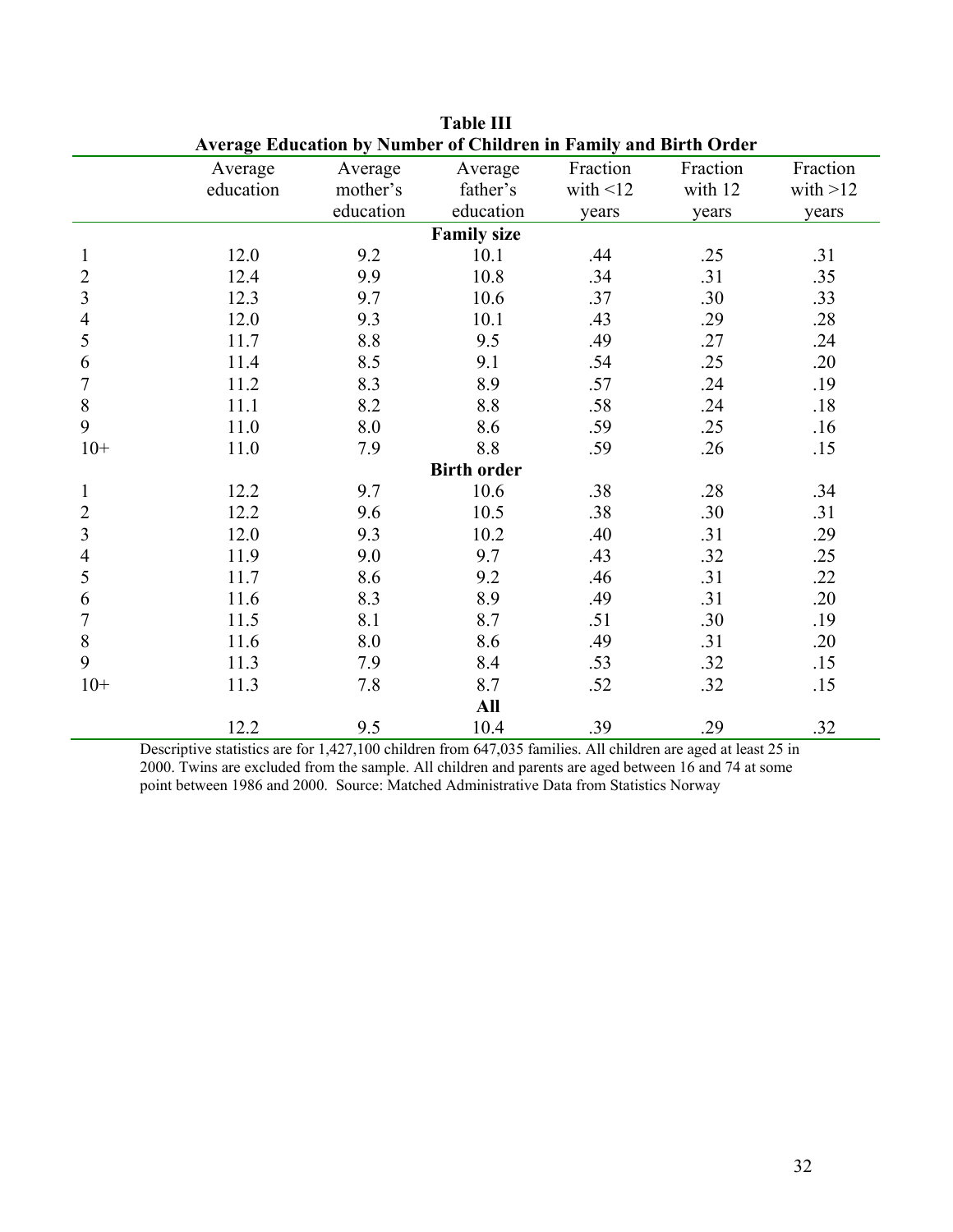**Table III**
**Average Education by Number of Children in Family and Birth Order**

| | Average education | Average mother's education | Average father's education | Fraction with <12 years | Fraction with 12 years | Fraction with >12 years |
|---|---|---|---|---|---|---|
| | | | **Family size** | | | |
| 1 | 12.0 | 9.2 | 10.1 | .44 | .25 | .31 |
| 2 | 12.4 | 9.9 | 10.8 | .34 | .31 | .35 |
| 3 | 12.3 | 9.7 | 10.6 | .37 | .30 | .33 |
| 4 | 12.0 | 9.3 | 10.1 | .43 | .29 | .28 |
| 5 | 11.7 | 8.8 | 9.5 | .49 | .27 | .24 |
| 6 | 11.4 | 8.5 | 9.1 | .54 | .25 | .20 |
| 7 | 11.2 | 8.3 | 8.9 | .57 | .24 | .19 |
| 8 | 11.1 | 8.2 | 8.8 | .58 | .24 | .18 |
| 9 | 11.0 | 8.0 | 8.6 | .59 | .25 | .16 |
| 10+ | 11.0 | 7.9 | 8.8 | .59 | .26 | .15 |
| | | | **Birth order** | | | |
| 1 | 12.2 | 9.7 | 10.6 | .38 | .28 | .34 |
| 2 | 12.2 | 9.6 | 10.5 | .38 | .30 | .31 |
| 3 | 12.0 | 9.3 | 10.2 | .40 | .31 | .29 |
| 4 | 11.9 | 9.0 | 9.7 | .43 | .32 | .25 |
| 5 | 11.7 | 8.6 | 9.2 | .46 | .31 | .22 |
| 6 | 11.6 | 8.3 | 8.9 | .49 | .31 | .20 |
| 7 | 11.5 | 8.1 | 8.7 | .51 | .30 | .19 |
| 8 | 11.6 | 8.0 | 8.6 | .49 | .31 | .20 |
| 9 | 11.3 | 7.9 | 8.4 | .53 | .32 | .15 |
| 10+ | 11.3 | 7.8 | 8.7 | .52 | .32 | .15 |
| | | | **All** | | | |
| | 12.2 | 9.5 | 10.4 | .39 | .29 | .32 |

Descriptive statistics are for 1,427,100 children from 647,035 families. All children are aged at least 25 in 2000. Twins are excluded from the sample. All children and parents are aged between 16 and 74 at some point between 1986 and 2000. Source: Matched Administrative Data from Statistics Norway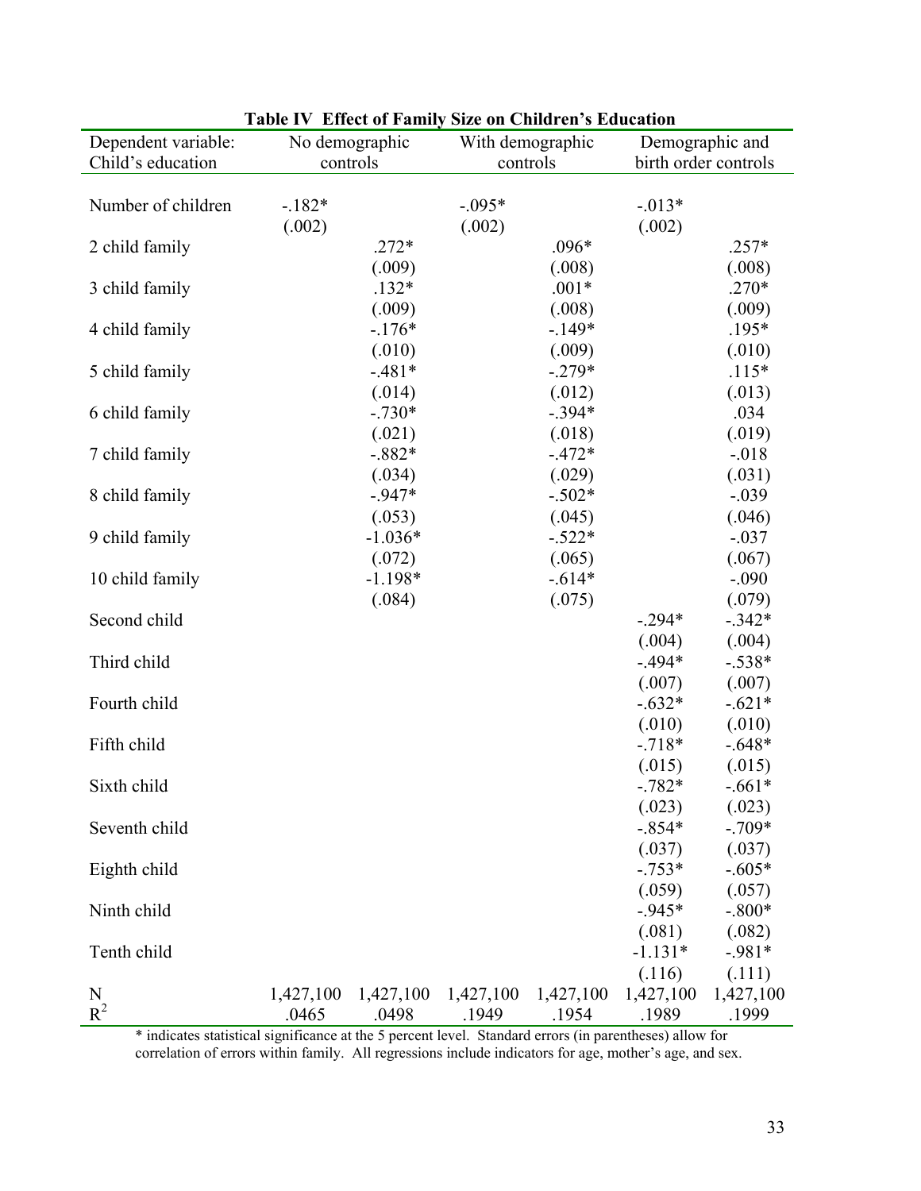**Table IV Effect of Family Size on Children's Education**

| Dependent variable: Child's education | No demographic controls | | With demographic controls | | Demographic and birth order controls | |
|---|---|---|---|---|---|---|
| Number of children | -.182* | | -.095* | | -.013* | |
| | (.002) | | (.002) | | (.002) | |
| 2 child family | | .272* | | .096* | | .257* |
| | | (.009) | | (.008) | | (.008) |
| 3 child family | | .132* | | .001* | | .270* |
| | | (.009) | | (.008) | | (.009) |
| 4 child family | | -.176* | | -.149* | | .195* |
| | | (.010) | | (.009) | | (.010) |
| 5 child family | | -.481* | | -.279* | | .115* |
| | | (.014) | | (.012) | | (.013) |
| 6 child family | | -.730* | | -.394* | | .034 |
| | | (.021) | | (.018) | | (.019) |
| 7 child family | | -.882* | | -.472* | | -.018 |
| | | (.034) | | (.029) | | (.031) |
| 8 child family | | -.947* | | -.502* | | -.039 |
| | | (.053) | | (.045) | | (.046) |
| 9 child family | | -1.036* | | -.522* | | -.037 |
| | | (.072) | | (.065) | | (.067) |
| 10 child family | | -1.198* | | -.614* | | -.090 |
| | | (.084) | | (.075) | | (.079) |
| Second child | | | | | -.294* | -.342* |
| | | | | | (.004) | (.004) |
| Third child | | | | | -.494* | -.538* |
| | | | | | (.007) | (.007) |
| Fourth child | | | | | -.632* | -.621* |
| | | | | | (.010) | (.010) |
| Fifth child | | | | | -.718* | -.648* |
| | | | | | (.015) | (.015) |
| Sixth child | | | | | -.782* | -.661* |
| | | | | | (.023) | (.023) |
| Seventh child | | | | | -.854* | -.709* |
| | | | | | (.037) | (.037) |
| Eighth child | | | | | -.753* | -.605* |
| | | | | | (.059) | (.057) |
| Ninth child | | | | | -.945* | -.800* |
| | | | | | (.081) | (.082) |
| Tenth child | | | | | -1.131* | -.981* |
| | | | | | (.116) | (.111) |
| N | 1,427,100 | 1,427,100 | 1,427,100 | 1,427,100 | 1,427,100 | 1,427,100 |
| $R^2$ | .0465 | .0498 | .1949 | .1954 | .1989 | .1999 |

\* indicates statistical significance at the 5 percent level. Standard errors (in parentheses) allow for correlation of errors within family. All regressions include indicators for age, mother's age, and sex.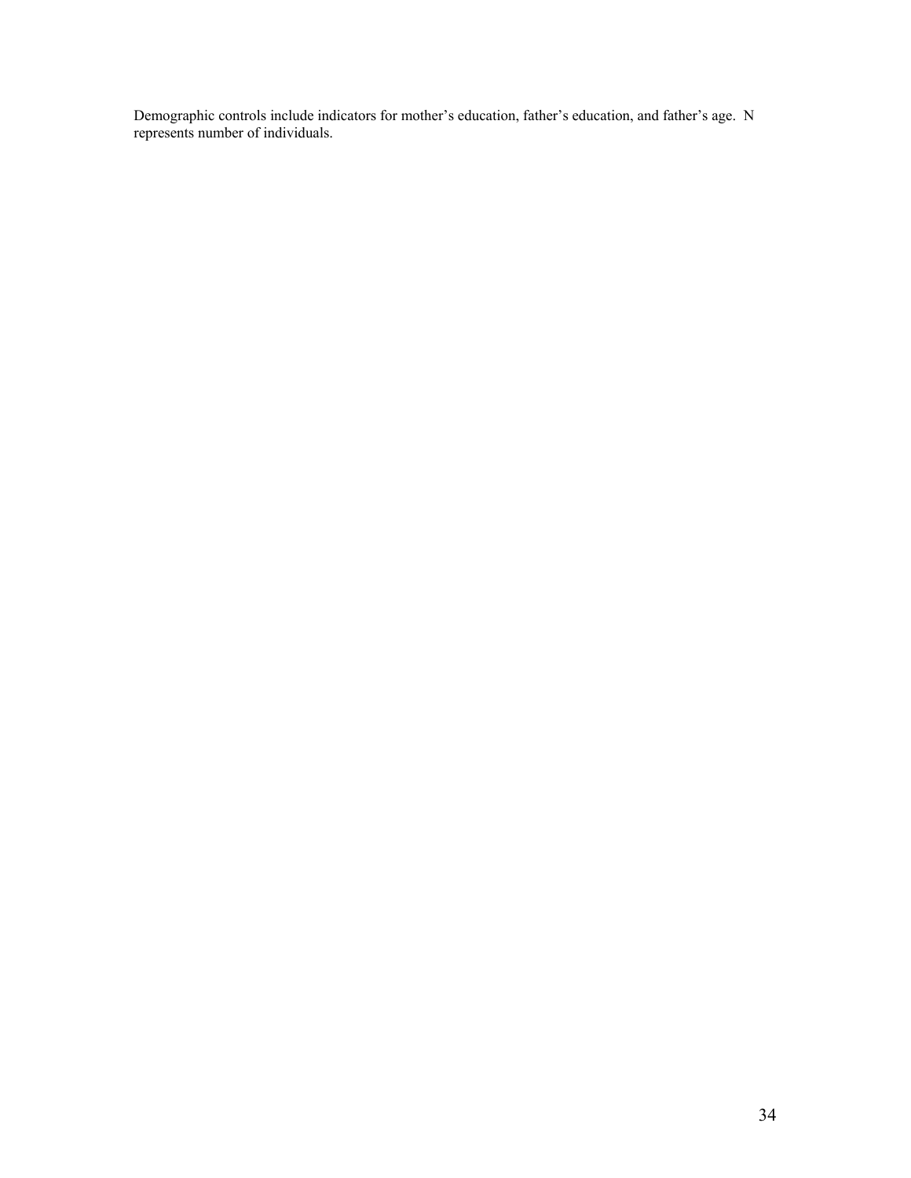Demographic controls include indicators for mother's education, father's education, and father's age. N represents number of individuals.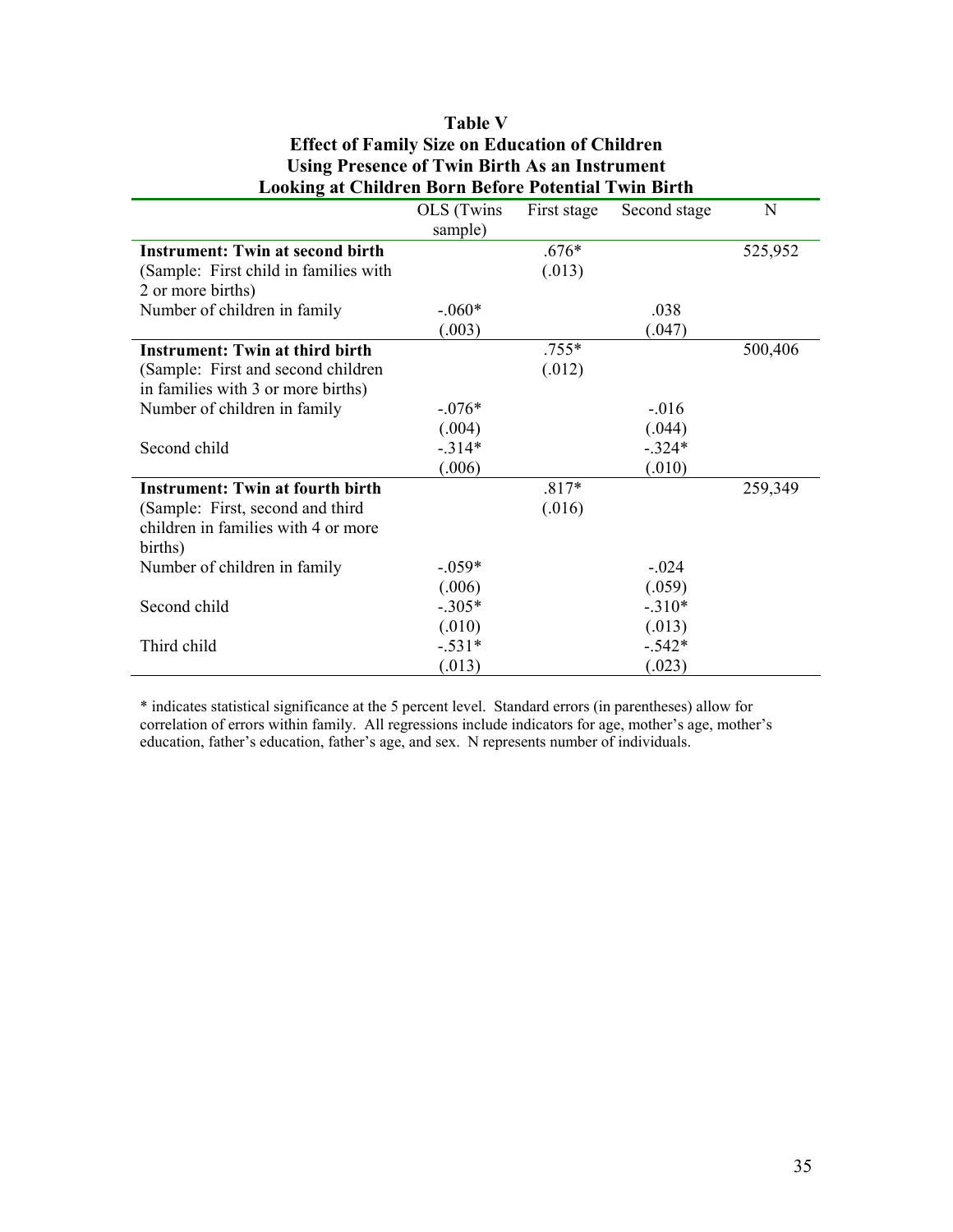**Table V**
**Effect of Family Size on Education of Children**
**Using Presence of Twin Birth As an Instrument**
**Looking at Children Born Before Potential Twin Birth**

| | OLS (Twins sample) | First stage | Second stage | N |
|---|---|---|---|---|
| **Instrument: Twin at second birth** | | .676* | | 525,952 |
| (Sample: First child in families with 2 or more births) | | (.013) | | |
| Number of children in family | -.060* | | .038 | |
| | (.003) | | (.047) | |
| **Instrument: Twin at third birth** | | .755* | | 500,406 |
| (Sample: First and second children in families with 3 or more births) | | (.012) | | |
| Number of children in family | -.076* | | -.016 | |
| | (.004) | | (.044) | |
| Second child | -.314* | | -.324* | |
| | (.006) | | (.010) | |
| **Instrument: Twin at fourth birth** | | .817* | | 259,349 |
| (Sample: First, second and third children in families with 4 or more births) | | (.016) | | |
| Number of children in family | -.059* | | -.024 | |
| | (.006) | | (.059) | |
| Second child | -.305* | | -.310* | |
| | (.010) | | (.013) | |
| Third child | -.531* | | -.542* | |
| | (.013) | | (.023) | |

* indicates statistical significance at the 5 percent level. Standard errors (in parentheses) allow for correlation of errors within family. All regressions include indicators for age, mother's age, mother's education, father's education, father's age, and sex. N represents number of individuals.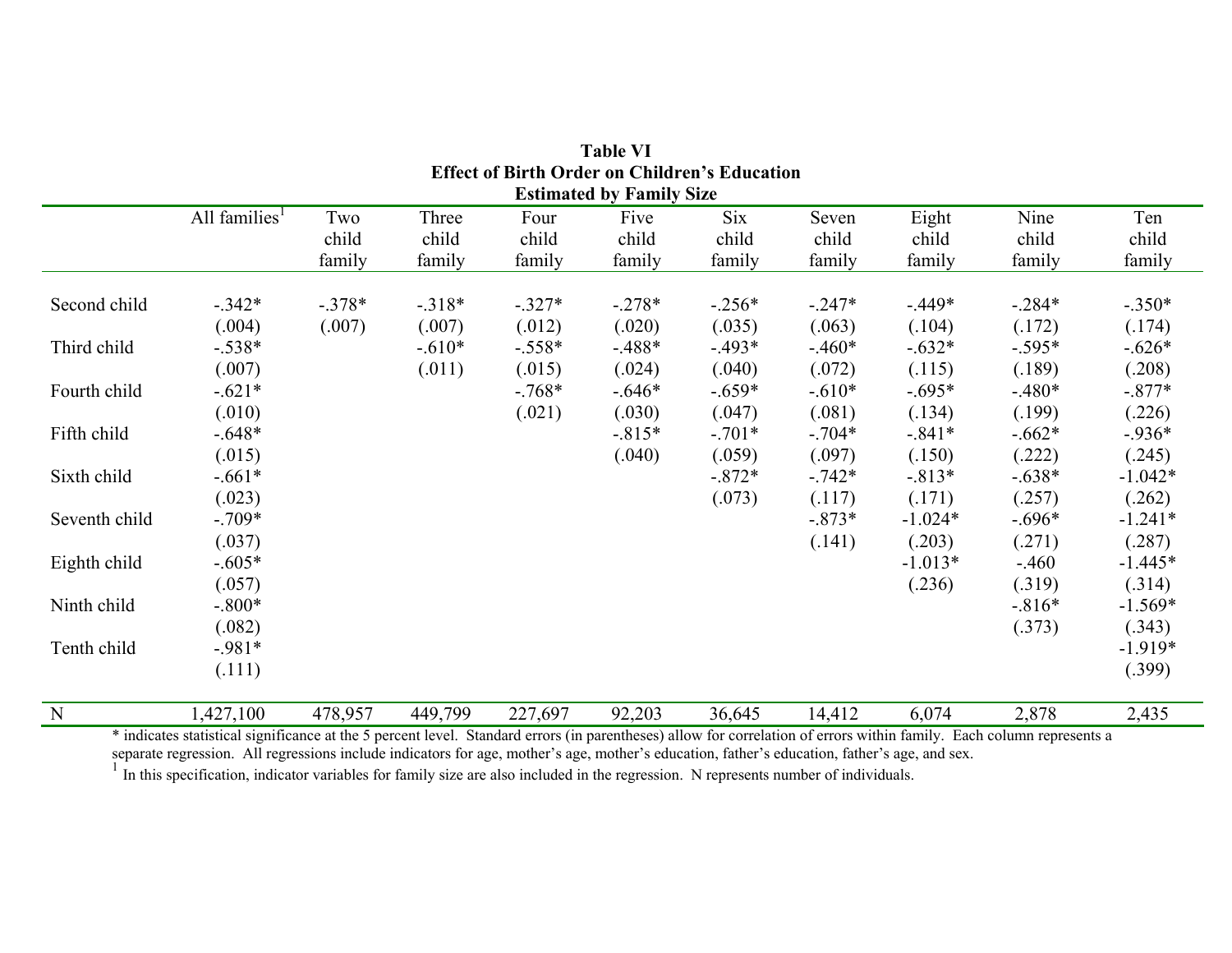**Table VI**
**Effect of Birth Order on Children's Education**
**Estimated by Family Size**

| | All families[1] | Two child family | Three child family | Four child family | Five child family | Six child family | Seven child family | Eight child family | Nine child family | Ten child family |
|---|---|---|---|---|---|---|---|---|---|---|
| Second child | -.342* | -.378* | -.318* | -.327* | -.278* | -.256* | -.247* | -.449* | -.284* | -.350* |
| | (.004) | (.007) | (.007) | (.012) | (.020) | (.035) | (.063) | (.104) | (.172) | (.174) |
| Third child | -.538* | | -.610* | -.558* | -.488* | -.493* | -.460* | -.632* | -.595* | -.626* |
| | (.007) | | (.011) | (.015) | (.024) | (.040) | (.072) | (.115) | (.189) | (.208) |
| Fourth child | -.621* | | | -.768* | -.646* | -.659* | -.610* | -.695* | -.480* | -.877* |
| | (.010) | | | (.021) | (.030) | (.047) | (.081) | (.134) | (.199) | (.226) |
| Fifth child | -.648* | | | | -.815* | -.701* | -.704* | -.841* | -.662* | -.936* |
| | (.015) | | | | (.040) | (.059) | (.097) | (.150) | (.222) | (.245) |
| Sixth child | -.661* | | | | | -.872* | -.742* | -.813* | -.638* | -1.042* |
| | (.023) | | | | | (.073) | (.117) | (.171) | (.257) | (.262) |
| Seventh child | -.709* | | | | | | -.873* | -1.024* | -.696* | -1.241* |
| | (.037) | | | | | | (.141) | (.203) | (.271) | (.287) |
| Eighth child | -.605* | | | | | | | -1.013* | -.460 | -1.445* |
| | (.057) | | | | | | | (.236) | (.319) | (.314) |
| Ninth child | -.800* | | | | | | | | -.816* | -1.569* |
| | (.082) | | | | | | | | (.373) | (.343) |
| Tenth child | -.981* | | | | | | | | | -1.919* |
| | (.111) | | | | | | | | | (.399) |
| N | 1,427,100 | 478,957 | 449,799 | 227,697 | 92,203 | 36,645 | 14,412 | 6,074 | 2,878 | 2,435 |

\* indicates statistical significance at the 5 percent level. Standard errors (in parentheses) allow for correlation of errors within family. Each column represents a separate regression. All regressions include indicators for age, mother's age, mother's education, father's education, father's age, and sex.

[1] In this specification, indicator variables for family size are also included in the regression. N represents number of individuals.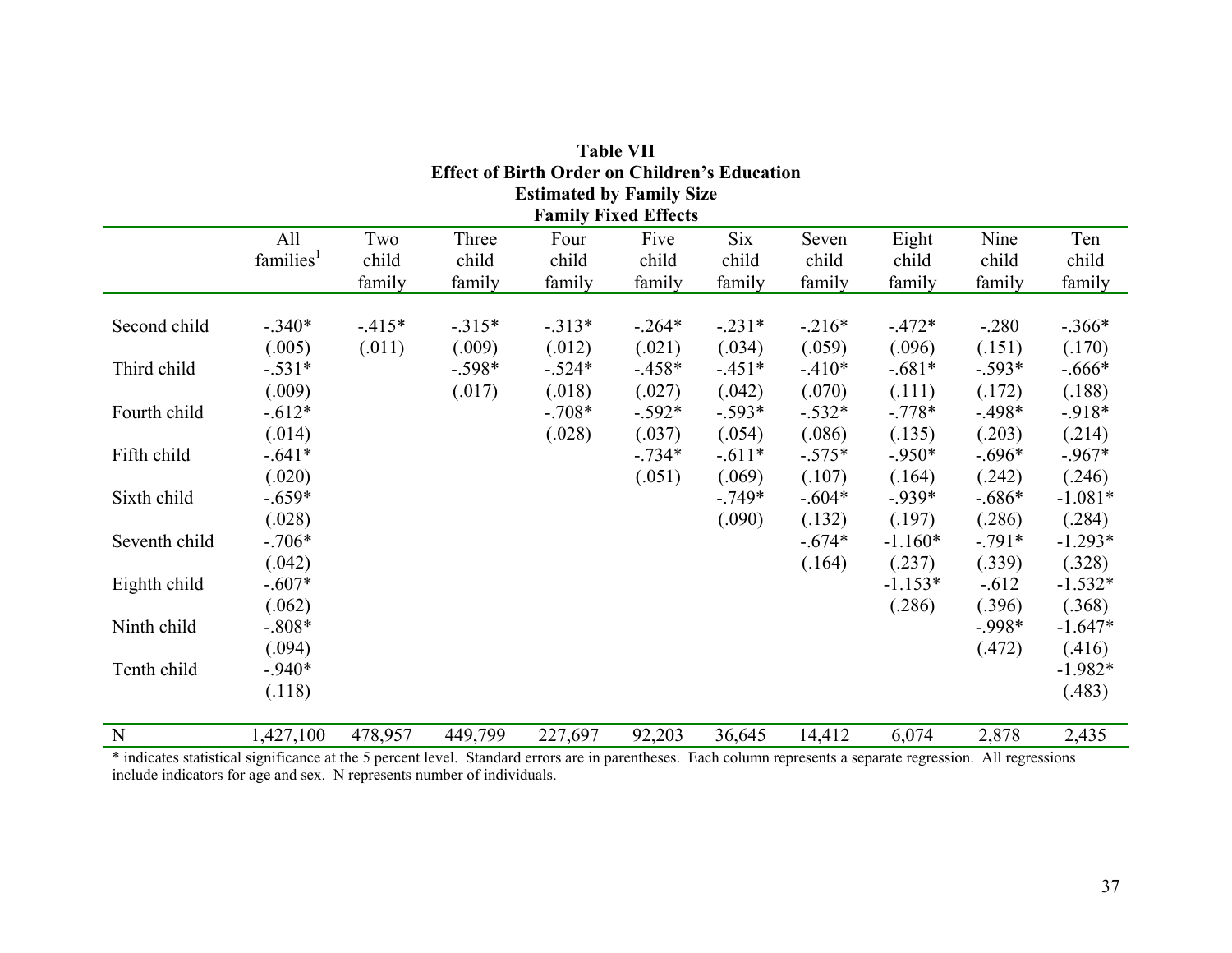**Table VII**
**Effect of Birth Order on Children's Education**
**Estimated by Family Size**
**Family Fixed Effects**

| | All families[1] | Two child family | Three child family | Four child family | Five child family | Six child family | Seven child family | Eight child family | Nine child family | Ten child family |
|---|---|---|---|---|---|---|---|---|---|---|
| Second child | -.340* | -.415* | -.315* | -.313* | -.264* | -.231* | -.216* | -.472* | -.280 | -.366* |
| | (.005) | (.011) | (.009) | (.012) | (.021) | (.034) | (.059) | (.096) | (.151) | (.170) |
| Third child | -.531* | | -.598* | -.524* | -.458* | -.451* | -.410* | -.681* | -.593* | -.666* |
| | (.009) | | (.017) | (.018) | (.027) | (.042) | (.070) | (.111) | (.172) | (.188) |
| Fourth child | -.612* | | | -.708* | -.592* | -.593* | -.532* | -.778* | -.498* | -.918* |
| | (.014) | | | (.028) | (.037) | (.054) | (.086) | (.135) | (.203) | (.214) |
| Fifth child | -.641* | | | | -.734* | -.611* | -.575* | -.950* | -.696* | -.967* |
| | (.020) | | | | (.051) | (.069) | (.107) | (.164) | (.242) | (.246) |
| Sixth child | -.659* | | | | | -.749* | -.604* | -.939* | -.686* | -1.081* |
| | (.028) | | | | | (.090) | (.132) | (.197) | (.286) | (.284) |
| Seventh child | -.706* | | | | | | -.674* | -1.160* | -.791* | -1.293* |
| | (.042) | | | | | | (.164) | (.237) | (.339) | (.328) |
| Eighth child | -.607* | | | | | | | -1.153* | -.612 | -1.532* |
| | (.062) | | | | | | | (.286) | (.396) | (.368) |
| Ninth child | -.808* | | | | | | | | -.998* | -1.647* |
| | (.094) | | | | | | | | (.472) | (.416) |
| Tenth child | -.940* | | | | | | | | | -1.982* |
| | (.118) | | | | | | | | | (.483) |
| N | 1,427,100 | 478,957 | 449,799 | 227,697 | 92,203 | 36,645 | 14,412 | 6,074 | 2,878 | 2,435 |

* indicates statistical significance at the 5 percent level. Standard errors are in parentheses. Each column represents a separate regression. All regressions include indicators for age and sex. N represents number of individuals.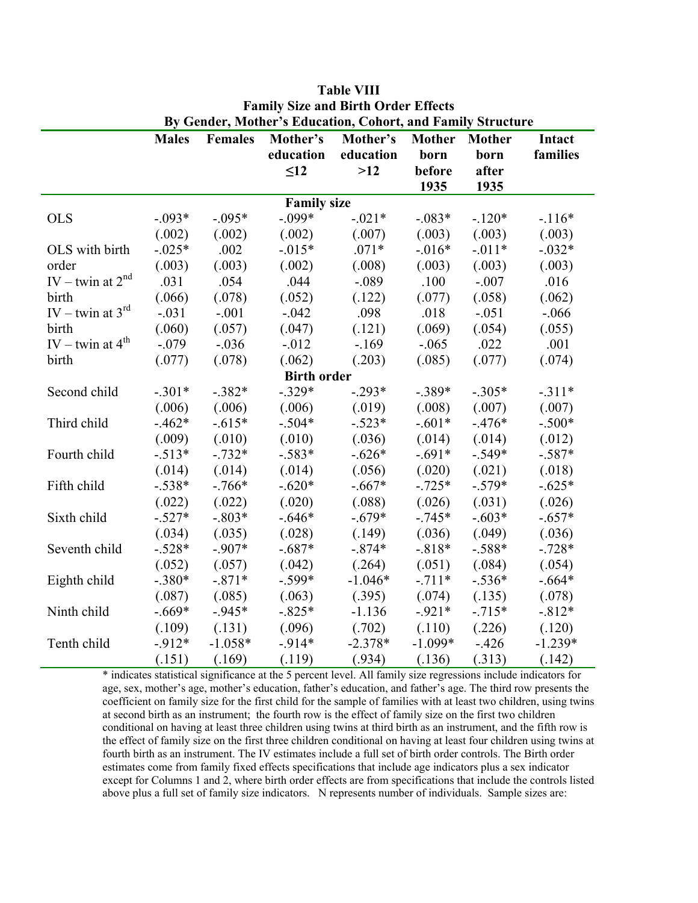**Table VIII**
**Family Size and Birth Order Effects**
**By Gender, Mother's Education, Cohort, and Family Structure**

| | Males | Females | Mother's education ≤12 | Mother's education >12 | Mother born before 1935 | Mother born after 1935 | Intact families |
|---|---|---|---|---|---|---|---|
| **Family size** | | | | | | | |
| OLS | -.093* | -.095* | -.099* | -.021* | -.083* | -.120* | -.116* |
| | (.002) | (.002) | (.002) | (.007) | (.003) | (.003) | (.003) |
| OLS with birth order | -.025* | .002 | -.015* | .071* | -.016* | -.011* | -.032* |
| | (.003) | (.003) | (.002) | (.008) | (.003) | (.003) | (.003) |
| IV – twin at 2nd birth | .031 | .054 | .044 | -.089 | .100 | -.007 | .016 |
| | (.066) | (.078) | (.052) | (.122) | (.077) | (.058) | (.062) |
| IV – twin at 3rd birth | -.031 | -.001 | -.042 | .098 | .018 | -.051 | -.066 |
| | (.060) | (.057) | (.047) | (.121) | (.069) | (.054) | (.055) |
| IV – twin at 4th birth | -.079 | -.036 | -.012 | -.169 | -.065 | .022 | .001 |
| | (.077) | (.078) | (.062) | (.203) | (.085) | (.077) | (.074) |
| **Birth order** | | | | | | | |
| Second child | -.301* | -.382* | -.329* | -.293* | -.389* | -.305* | -.311* |
| | (.006) | (.006) | (.006) | (.019) | (.008) | (.007) | (.007) |
| Third child | -.462* | -.615* | -.504* | -.523* | -.601* | -.476* | -.500* |
| | (.009) | (.010) | (.010) | (.036) | (.014) | (.014) | (.012) |
| Fourth child | -.513* | -.732* | -.583* | -.626* | -.691* | -.549* | -.587* |
| | (.014) | (.014) | (.014) | (.056) | (.020) | (.021) | (.018) |
| Fifth child | -.538* | -.766* | -.620* | -.667* | -.725* | -.579* | -.625* |
| | (.022) | (.022) | (.020) | (.088) | (.026) | (.031) | (.026) |
| Sixth child | -.527* | -.803* | -.646* | -.679* | -.745* | -.603* | -.657* |
| | (.034) | (.035) | (.028) | (.149) | (.036) | (.049) | (.036) |
| Seventh child | -.528* | -.907* | -.687* | -.874* | -.818* | -.588* | -.728* |
| | (.052) | (.057) | (.042) | (.264) | (.051) | (.084) | (.054) |
| Eighth child | -.380* | -.871* | -.599* | -1.046* | -.711* | -.536* | -.664* |
| | (.087) | (.085) | (.063) | (.395) | (.074) | (.135) | (.078) |
| Ninth child | -.669* | -.945* | -.825* | -1.136 | -.921* | -.715* | -.812* |
| | (.109) | (.131) | (.096) | (.702) | (.110) | (.226) | (.120) |
| Tenth child | -.912* | -1.058* | -.914* | -2.378* | -1.099* | -.426 | -1.239* |
| | (.151) | (.169) | (.119) | (.934) | (.136) | (.313) | (.142) |

* indicates statistical significance at the 5 percent level. All family size regressions include indicators for age, sex, mother's age, mother's education, father's education, and father's age. The third row presents the coefficient on family size for the first child for the sample of families with at least two children, using twins at second birth as an instrument; the fourth row is the effect of family size on the first two children conditional on having at least three children using twins at third birth as an instrument, and the fifth row is the effect of family size on the first three children conditional on having at least four children using twins at fourth birth as an instrument. The IV estimates include a full set of birth order controls. The Birth order estimates come from family fixed effects specifications that include age indicators plus a sex indicator except for Columns 1 and 2, where birth order effects are from specifications that include the controls listed above plus a full set of family size indicators. N represents number of individuals. Sample sizes are: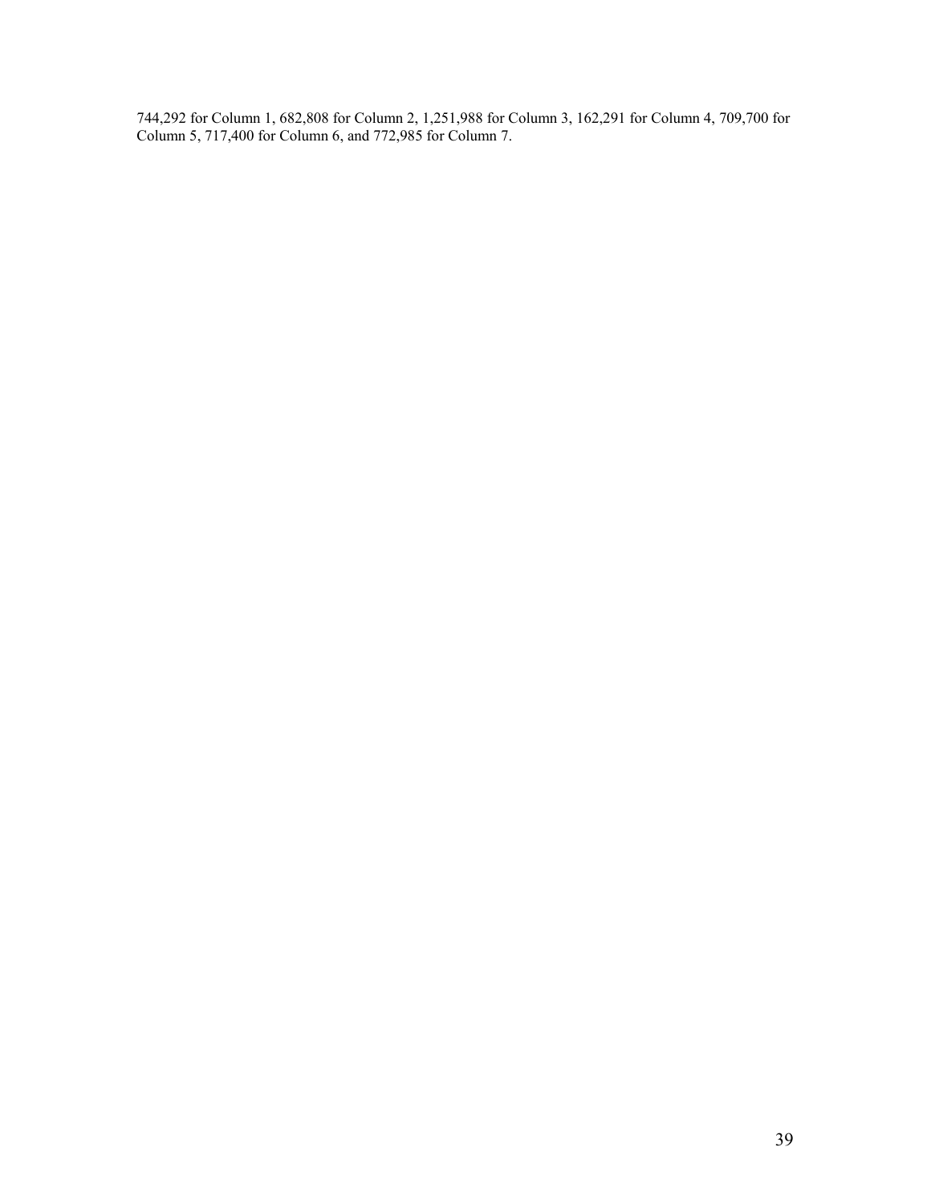744,292 for Column 1, 682,808 for Column 2, 1,251,988 for Column 3, 162,291 for Column 4, 709,700 for Column 5, 717,400 for Column 6, and 772,985 for Column 7.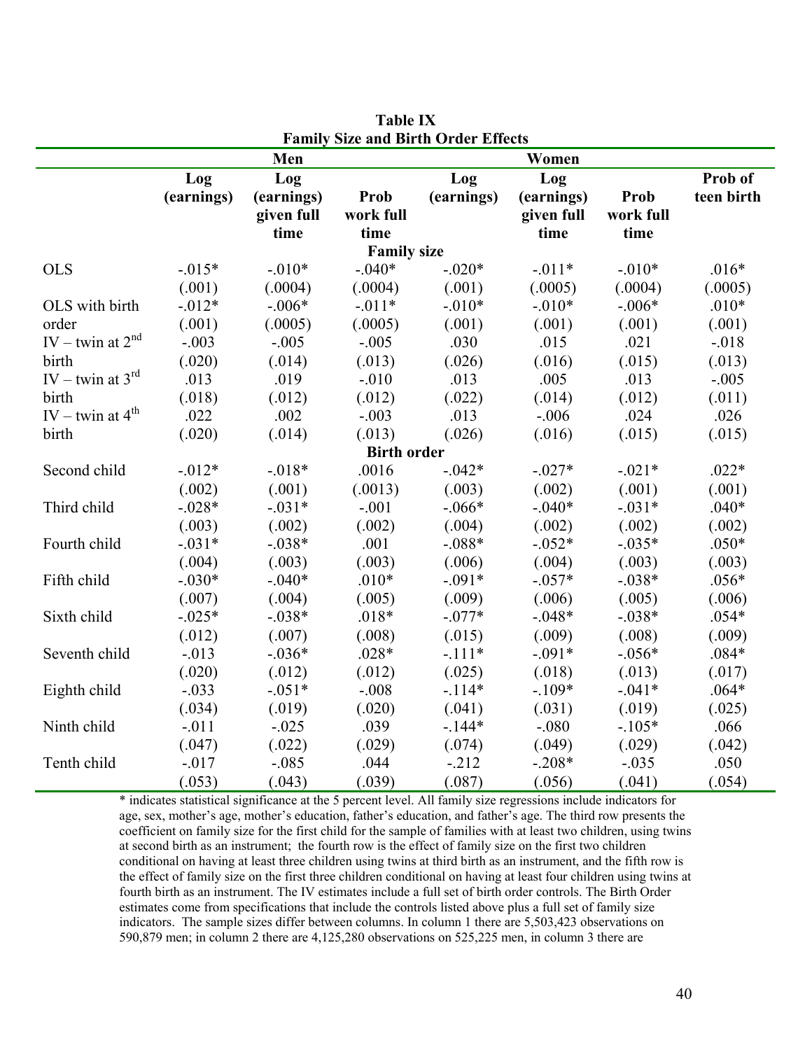**Table IX**
**Family Size and Birth Order Effects**

| | Men | | | Women | | | |
|---|---|---|---|---|---|---|---|
| | Log (earnings) | Log (earnings) given full time | Prob work full time | Log (earnings) | Log (earnings) given full time | Prob work full time | Prob of teen birth |
| **Family size** | | | | | | | |
| OLS | -.015* | -.010* | -.040* | -.020* | -.011* | -.010* | .016* |
| | (.001) | (.0004) | (.0004) | (.001) | (.0005) | (.0004) | (.0005) |
| OLS with birth order | -.012* | -.006* | -.011* | -.010* | -.010* | -.006* | .010* |
| | (.001) | (.0005) | (.0005) | (.001) | (.001) | (.001) | (.001) |
| IV – twin at 2nd birth | -.003 | -.005 | -.005 | .030 | .015 | .021 | -.018 |
| | (.020) | (.014) | (.013) | (.026) | (.016) | (.015) | (.013) |
| IV – twin at 3rd birth | .013 | .019 | -.010 | .013 | .005 | .013 | -.005 |
| | (.018) | (.012) | (.012) | (.022) | (.014) | (.012) | (.011) |
| IV – twin at 4th birth | .022 | .002 | -.003 | .013 | -.006 | .024 | .026 |
| | (.020) | (.014) | (.013) | (.026) | (.016) | (.015) | (.015) |
| **Birth order** | | | | | | | |
| Second child | -.012* | -.018* | .0016 | -.042* | -.027* | -.021* | .022* |
| | (.002) | (.001) | (.0013) | (.003) | (.002) | (.001) | (.001) |
| Third child | -.028* | -.031* | -.001 | -.066* | -.040* | -.031* | .040* |
| | (.003) | (.002) | (.002) | (.004) | (.002) | (.002) | (.002) |
| Fourth child | -.031* | -.038* | .001 | -.088* | -.052* | -.035* | .050* |
| | (.004) | (.003) | (.003) | (.006) | (.004) | (.003) | (.003) |
| Fifth child | -.030* | -.040* | .010* | -.091* | -.057* | -.038* | .056* |
| | (.007) | (.004) | (.005) | (.009) | (.006) | (.005) | (.006) |
| Sixth child | -.025* | -.038* | .018* | -.077* | -.048* | -.038* | .054* |
| | (.012) | (.007) | (.008) | (.015) | (.009) | (.008) | (.009) |
| Seventh child | -.013 | -.036* | .028* | -.111* | -.091* | -.056* | .084* |
| | (.020) | (.012) | (.012) | (.025) | (.018) | (.013) | (.017) |
| Eighth child | -.033 | -.051* | -.008 | -.114* | -.109* | -.041* | .064* |
| | (.034) | (.019) | (.020) | (.041) | (.031) | (.019) | (.025) |
| Ninth child | -.011 | -.025 | .039 | -.144* | -.080 | -.105* | .066 |
| | (.047) | (.022) | (.029) | (.074) | (.049) | (.029) | (.042) |
| Tenth child | -.017 | -.085 | .044 | -.212 | -.208* | -.035 | .050 |
| | (.053) | (.043) | (.039) | (.087) | (.056) | (.041) | (.054) |

\* indicates statistical significance at the 5 percent level. All family size regressions include indicators for age, sex, mother's age, mother's education, father's education, and father's age. The third row presents the coefficient on family size for the first child for the sample of families with at least two children, using twins at second birth as an instrument; the fourth row is the effect of family size on the first two children conditional on having at least three children using twins at third birth as an instrument, and the fifth row is the effect of family size on the first three children conditional on having at least four children using twins at fourth birth as an instrument. The IV estimates include a full set of birth order controls. The Birth Order estimates come from specifications that include the controls listed above plus a full set of family size indicators. The sample sizes differ between columns. In column 1 there are 5,503,423 observations on 590,879 men; in column 2 there are 4,125,280 observations on 525,225 men, in column 3 there are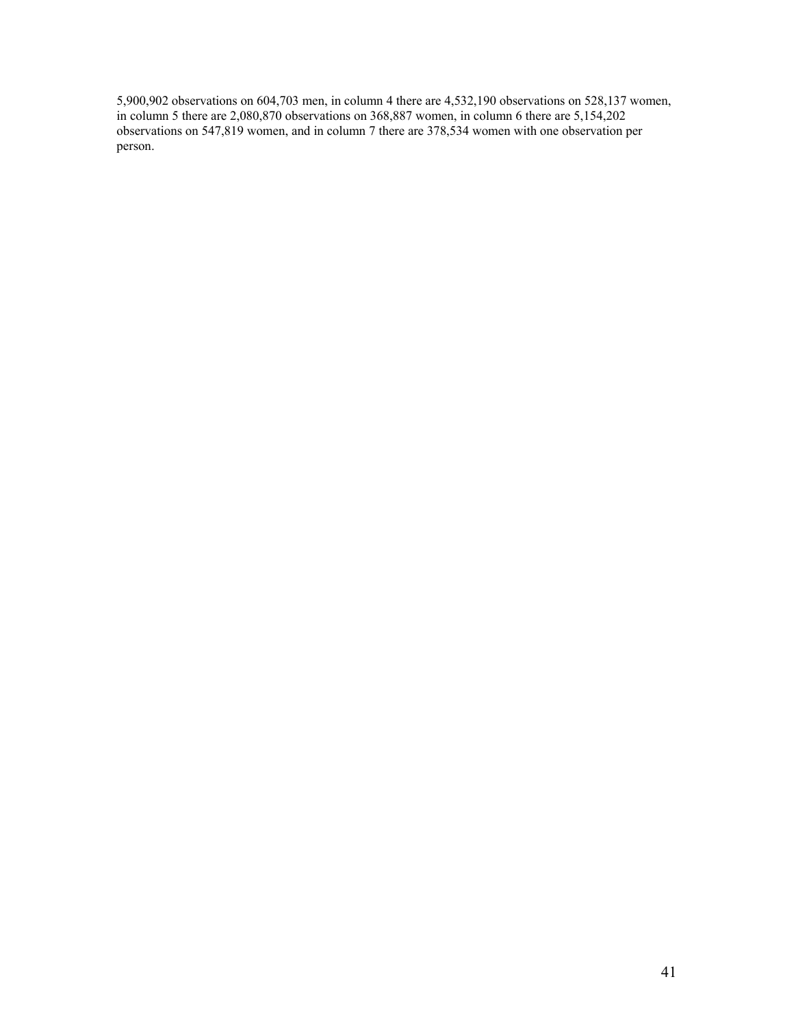5,900,902 observations on 604,703 men, in column 4 there are 4,532,190 observations on 528,137 women, in column 5 there are 2,080,870 observations on 368,887 women, in column 6 there are 5,154,202 observations on 547,819 women, and in column 7 there are 378,534 women with one observation per person.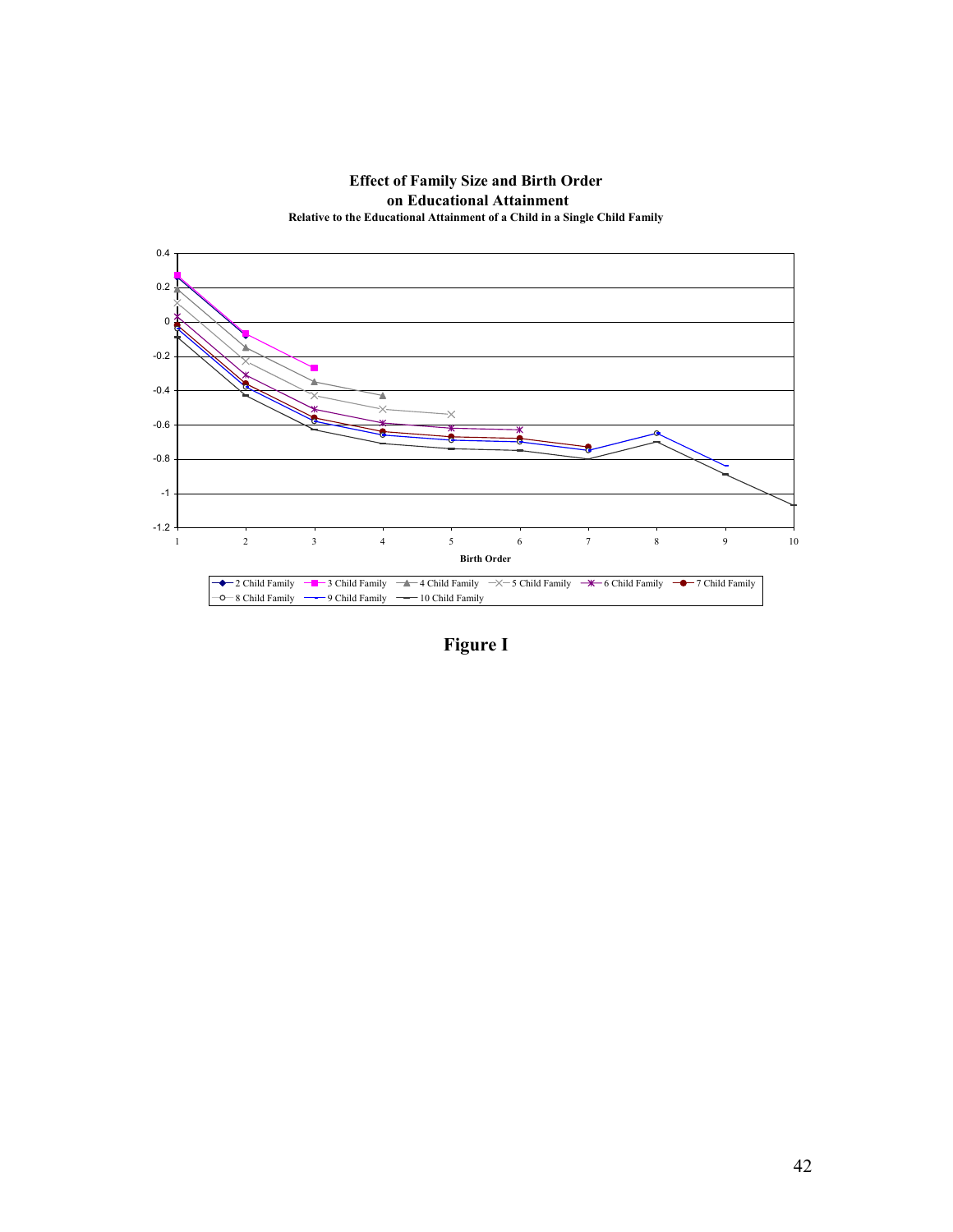**Effect of Family Size and Birth Order on Educational Attainment**

**Relative to the Educational Attainment of a Child in a Single Child Family**

0.4
0.2
0
-0.2
-0.4
-0.6
-0.8
-1
-1.2

1 2 3 4 5 6 7 8 9 10

**Birth Order**

2 Child Family, 3 Child Family, 4 Child Family, 5 Child Family, 6 Child Family, 7 Child Family, 8 Child Family, 9 Child Family, 10 Child Family

**Figure I**